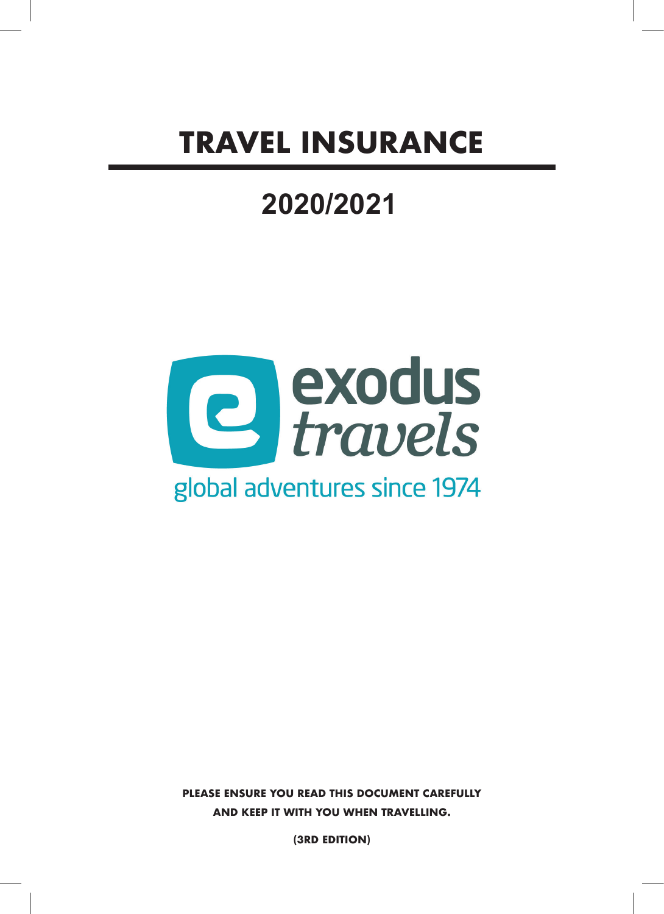# TRAVEL INSURANCE

## 2020/2021

exodus
*travels*

global adventures since 1974

**PLEASE ENSURE YOU READ THIS DOCUMENT CAREFULLY AND KEEP IT WITH YOU WHEN TRAVELLING.**

**(3RD EDITION)**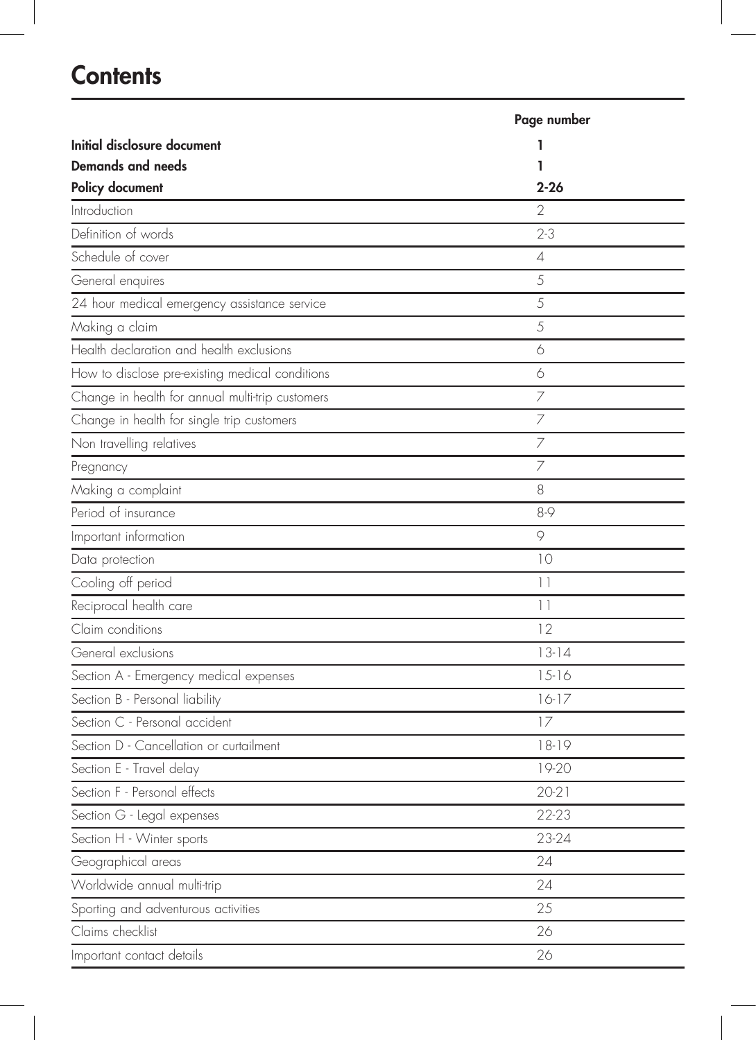# Contents

| | Page number |
|---|---|
| **Initial disclosure document** | **1** |
| **Demands and needs** | **1** |
| **Policy document** | **2-26** |
| Introduction | 2 |
| Definition of words | 2-3 |
| Schedule of cover | 4 |
| General enquires | 5 |
| 24 hour medical emergency assistance service | 5 |
| Making a claim | 5 |
| Health declaration and health exclusions | 6 |
| How to disclose pre-existing medical conditions | 6 |
| Change in health for annual multi-trip customers | 7 |
| Change in health for single trip customers | 7 |
| Non travelling relatives | 7 |
| Pregnancy | 7 |
| Making a complaint | 8 |
| Period of insurance | 8-9 |
| Important information | 9 |
| Data protection | 10 |
| Cooling off period | 11 |
| Reciprocal health care | 11 |
| Claim conditions | 12 |
| General exclusions | 13-14 |
| Section A - Emergency medical expenses | 15-16 |
| Section B - Personal liability | 16-17 |
| Section C - Personal accident | 17 |
| Section D - Cancellation or curtailment | 18-19 |
| Section E - Travel delay | 19-20 |
| Section F - Personal effects | 20-21 |
| Section G - Legal expenses | 22-23 |
| Section H - Winter sports | 23-24 |
| Geographical areas | 24 |
| Worldwide annual multi-trip | 24 |
| Sporting and adventurous activities | 25 |
| Claims checklist | 26 |
| Important contact details | 26 |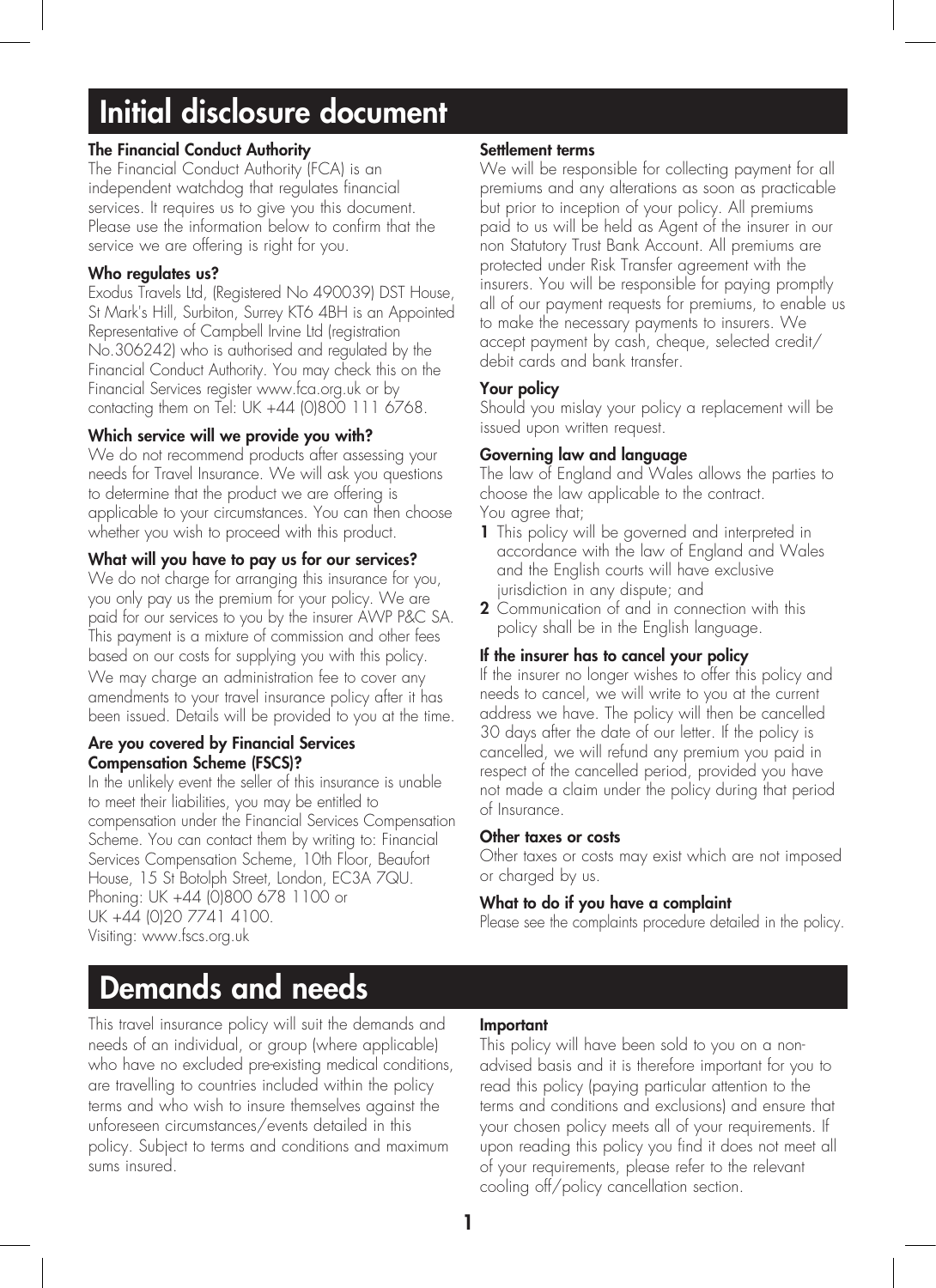# Initial disclosure document

### The Financial Conduct Authority

The Financial Conduct Authority (FCA) is an independent watchdog that regulates financial services. It requires us to give you this document. Please use the information below to confirm that the service we are offering is right for you.

### Who regulates us?

Exodus Travels Ltd, (Registered No 490039) DST House, St Mark's Hill, Surbiton, Surrey KT6 4BH is an Appointed Representative of Campbell Irvine Ltd (registration No.306242) who is authorised and regulated by the Financial Conduct Authority. You may check this on the Financial Services register www.fca.org.uk or by contacting them on Tel: UK +44 (0)800 111 6768.

### Which service will we provide you with?

We do not recommend products after assessing your needs for Travel Insurance. We will ask you questions to determine that the product we are offering is applicable to your circumstances. You can then choose whether you wish to proceed with this product.

### What will you have to pay us for our services?

We do not charge for arranging this insurance for you, you only pay us the premium for your policy. We are paid for our services to you by the insurer AWP P&C SA. This payment is a mixture of commission and other fees based on our costs for supplying you with this policy.

We may charge an administration fee to cover any amendments to your travel insurance policy after it has been issued. Details will be provided to you at the time.

### Are you covered by Financial Services Compensation Scheme (FSCS)?

In the unlikely event the seller of this insurance is unable to meet their liabilities, you may be entitled to compensation under the Financial Services Compensation Scheme. You can contact them by writing to: Financial Services Compensation Scheme, 10th Floor, Beaufort House, 15 St Botolph Street, London, EC3A 7QU.
Phoning: UK +44 (0)800 678 1100 or
UK +44 (0)20 7741 4100.
Visiting: www.fscs.org.uk

### Settlement terms

We will be responsible for collecting payment for all premiums and any alterations as soon as practicable but prior to inception of your policy. All premiums paid to us will be held as Agent of the insurer in our non Statutory Trust Bank Account. All premiums are protected under Risk Transfer agreement with the insurers. You will be responsible for paying promptly all of our payment requests for premiums, to enable us to make the necessary payments to insurers. We accept payment by cash, cheque, selected credit/debit cards and bank transfer.

### Your policy

Should you mislay your policy a replacement will be issued upon written request.

### Governing law and language

The law of England and Wales allows the parties to choose the law applicable to the contract.
You agree that;

1. This policy will be governed and interpreted in accordance with the law of England and Wales and the English courts will have exclusive jurisdiction in any dispute; and
2. Communication of and in connection with this policy shall be in the English language.

### If the insurer has to cancel your policy

If the insurer no longer wishes to offer this policy and needs to cancel, we will write to you at the current address we have. The policy will then be cancelled 30 days after the date of our letter. If the policy is cancelled, we will refund any premium you paid in respect of the cancelled period, provided you have not made a claim under the policy during that period of Insurance.

### Other taxes or costs

Other taxes or costs may exist which are not imposed or charged by us.

### What to do if you have a complaint

Please see the complaints procedure detailed in the policy.

# Demands and needs

This travel insurance policy will suit the demands and needs of an individual, or group (where applicable) who have no excluded pre-existing medical conditions, are travelling to countries included within the policy terms and who wish to insure themselves against the unforeseen circumstances/events detailed in this policy. Subject to terms and conditions and maximum sums insured.

### Important

This policy will have been sold to you on a non-advised basis and it is therefore important for you to read this policy (paying particular attention to the terms and conditions and exclusions) and ensure that your chosen policy meets all of your requirements. If upon reading this policy you find it does not meet all of your requirements, please refer to the relevant cooling off/policy cancellation section.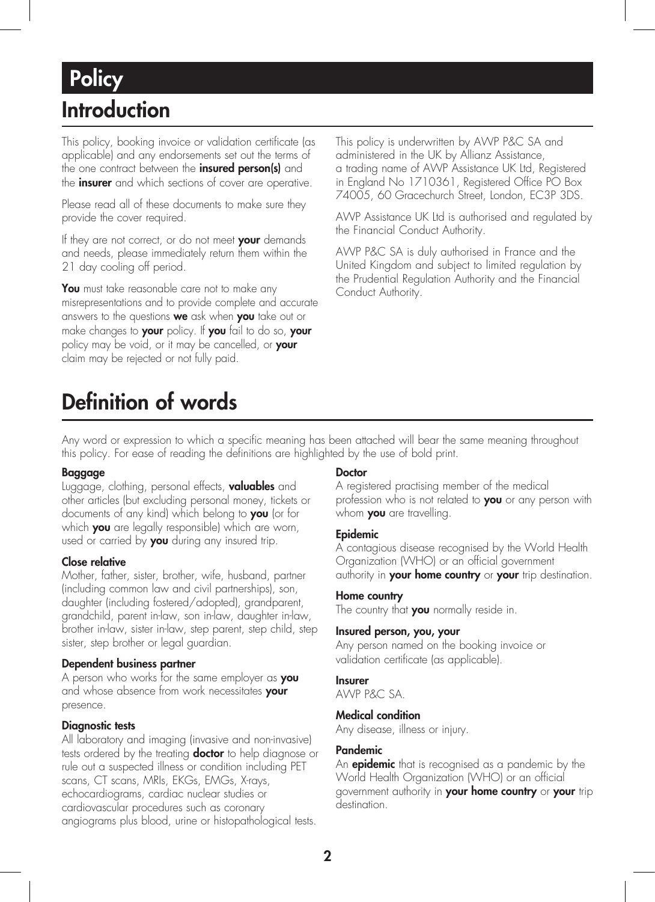# Policy

## Introduction

This policy, booking invoice or validation certificate (as applicable) and any endorsements set out the terms of the one contract between the **insured person(s)** and the **insurer** and which sections of cover are operative.

Please read all of these documents to make sure they provide the cover required.

If they are not correct, or do not meet **your** demands and needs, please immediately return them within the 21 day cooling off period.

**You** must take reasonable care not to make any misrepresentations and to provide complete and accurate answers to the questions **we** ask when **you** take out or make changes to **your** policy. If **you** fail to do so, **your** policy may be void, or it may be cancelled, or **your** claim may be rejected or not fully paid.

This policy is underwritten by AWP P&C SA and administered in the UK by Allianz Assistance, a trading name of AWP Assistance UK Ltd, Registered in England No 1710361, Registered Office PO Box 74005, 60 Gracechurch Street, London, EC3P 3DS.

AWP Assistance UK Ltd is authorised and regulated by the Financial Conduct Authority.

AWP P&C SA is duly authorised in France and the United Kingdom and subject to limited regulation by the Prudential Regulation Authority and the Financial Conduct Authority.

## Definition of words

Any word or expression to which a specific meaning has been attached will bear the same meaning throughout this policy. For ease of reading the definitions are highlighted by the use of bold print.

**Baggage**
Luggage, clothing, personal effects, **valuables** and other articles (but excluding personal money, tickets or documents of any kind) which belong to **you** (or for which **you** are legally responsible) which are worn, used or carried by **you** during any insured trip.

**Close relative**
Mother, father, sister, brother, wife, husband, partner (including common law and civil partnerships), son, daughter (including fostered/adopted), grandparent, grandchild, parent in-law, son in-law, daughter in-law, brother in-law, sister in-law, step parent, step child, step sister, step brother or legal guardian.

**Dependent business partner**
A person who works for the same employer as **you** and whose absence from work necessitates **your** presence.

**Diagnostic tests**
All laboratory and imaging (invasive and non-invasive) tests ordered by the treating **doctor** to help diagnose or rule out a suspected illness or condition including PET scans, CT scans, MRIs, EKGs, EMGs, X-rays, echocardiograms, cardiac nuclear studies or cardiovascular procedures such as coronary angiograms plus blood, urine or histopathological tests.

**Doctor**
A registered practising member of the medical profession who is not related to **you** or any person with whom **you** are travelling.

**Epidemic**
A contagious disease recognised by the World Health Organization (WHO) or an official government authority in **your home country** or **your** trip destination.

**Home country**
The country that **you** normally reside in.

**Insured person, you, your**
Any person named on the booking invoice or validation certificate (as applicable).

**Insurer**
AWP P&C SA.

**Medical condition**
Any disease, illness or injury.

**Pandemic**
An **epidemic** that is recognised as a pandemic by the World Health Organization (WHO) or an official government authority in **your home country** or **your** trip destination.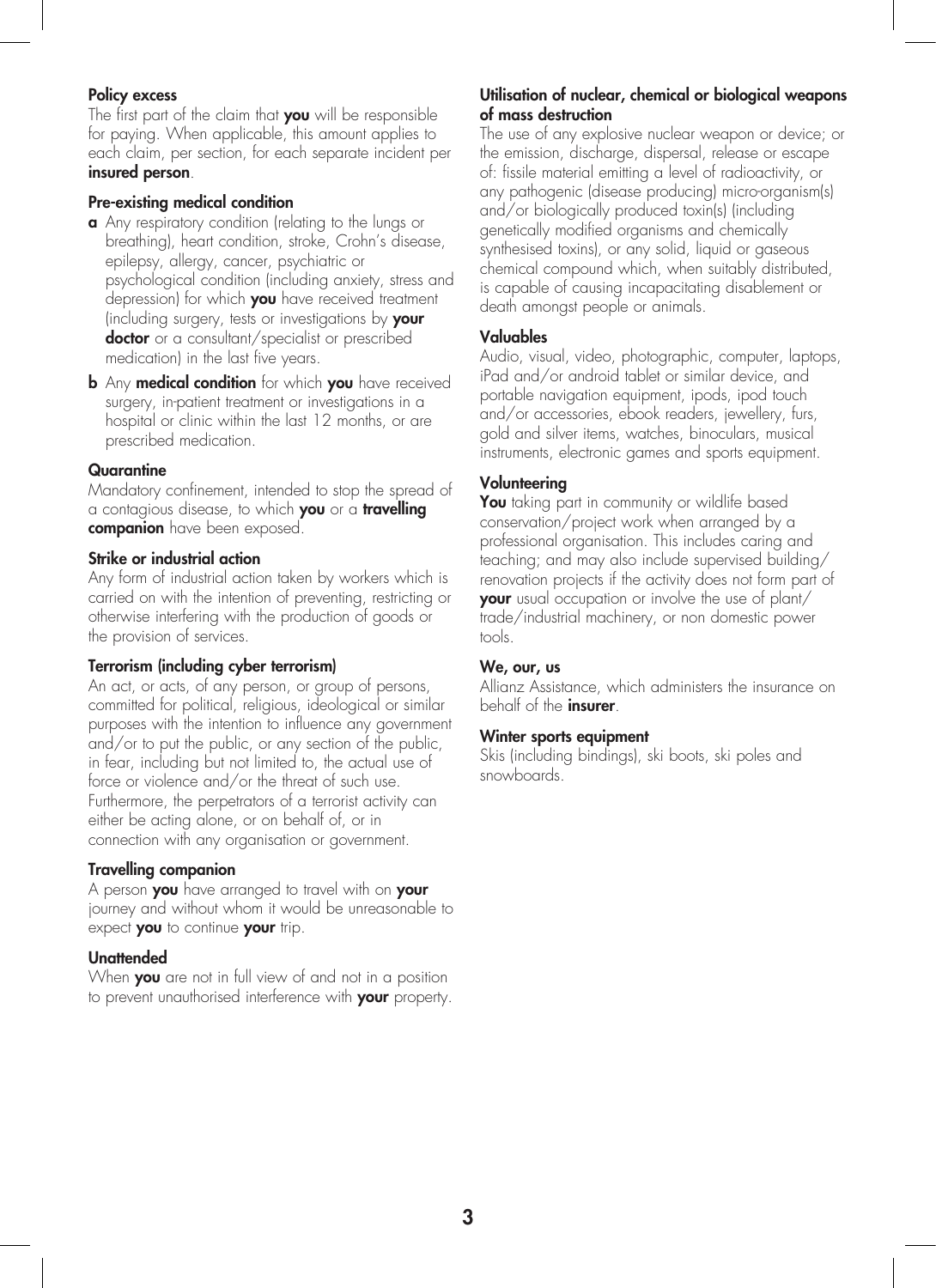### Policy excess

The first part of the claim that **you** will be responsible for paying. When applicable, this amount applies to each claim, per section, for each separate incident per **insured person**.

### Pre-existing medical condition

**a** Any respiratory condition (relating to the lungs or breathing), heart condition, stroke, Crohn's disease, epilepsy, allergy, cancer, psychiatric or psychological condition (including anxiety, stress and depression) for which **you** have received treatment (including surgery, tests or investigations by **your doctor** or a consultant/specialist or prescribed medication) in the last five years.

**b** Any **medical condition** for which **you** have received surgery, in-patient treatment or investigations in a hospital or clinic within the last 12 months, or are prescribed medication.

### Quarantine

Mandatory confinement, intended to stop the spread of a contagious disease, to which **you** or a **travelling companion** have been exposed.

### Strike or industrial action

Any form of industrial action taken by workers which is carried on with the intention of preventing, restricting or otherwise interfering with the production of goods or the provision of services.

### Terrorism (including cyber terrorism)

An act, or acts, of any person, or group of persons, committed for political, religious, ideological or similar purposes with the intention to influence any government and/or to put the public, or any section of the public, in fear, including but not limited to, the actual use of force or violence and/or the threat of such use. Furthermore, the perpetrators of a terrorist activity can either be acting alone, or on behalf of, or in connection with any organisation or government.

### Travelling companion

A person **you** have arranged to travel with on **your** journey and without whom it would be unreasonable to expect **you** to continue **your** trip.

### Unattended

When **you** are not in full view of and not in a position to prevent unauthorised interference with **your** property.

### Utilisation of nuclear, chemical or biological weapons of mass destruction

The use of any explosive nuclear weapon or device; or the emission, discharge, dispersal, release or escape of: fissile material emitting a level of radioactivity, or any pathogenic (disease producing) micro-organism(s) and/or biologically produced toxin(s) (including genetically modified organisms and chemically synthesised toxins), or any solid, liquid or gaseous chemical compound which, when suitably distributed, is capable of causing incapacitating disablement or death amongst people or animals.

### Valuables

Audio, visual, video, photographic, computer, laptops, iPad and/or android tablet or similar device, and portable navigation equipment, ipods, ipod touch and/or accessories, ebook readers, jewellery, furs, gold and silver items, watches, binoculars, musical instruments, electronic games and sports equipment.

### Volunteering

**You** taking part in community or wildlife based conservation/project work when arranged by a professional organisation. This includes caring and teaching; and may also include supervised building/renovation projects if the activity does not form part of **your** usual occupation or involve the use of plant/trade/industrial machinery, or non domestic power tools.

### We, our, us

Allianz Assistance, which administers the insurance on behalf of the **insurer**.

### Winter sports equipment

Skis (including bindings), ski boots, ski poles and snowboards.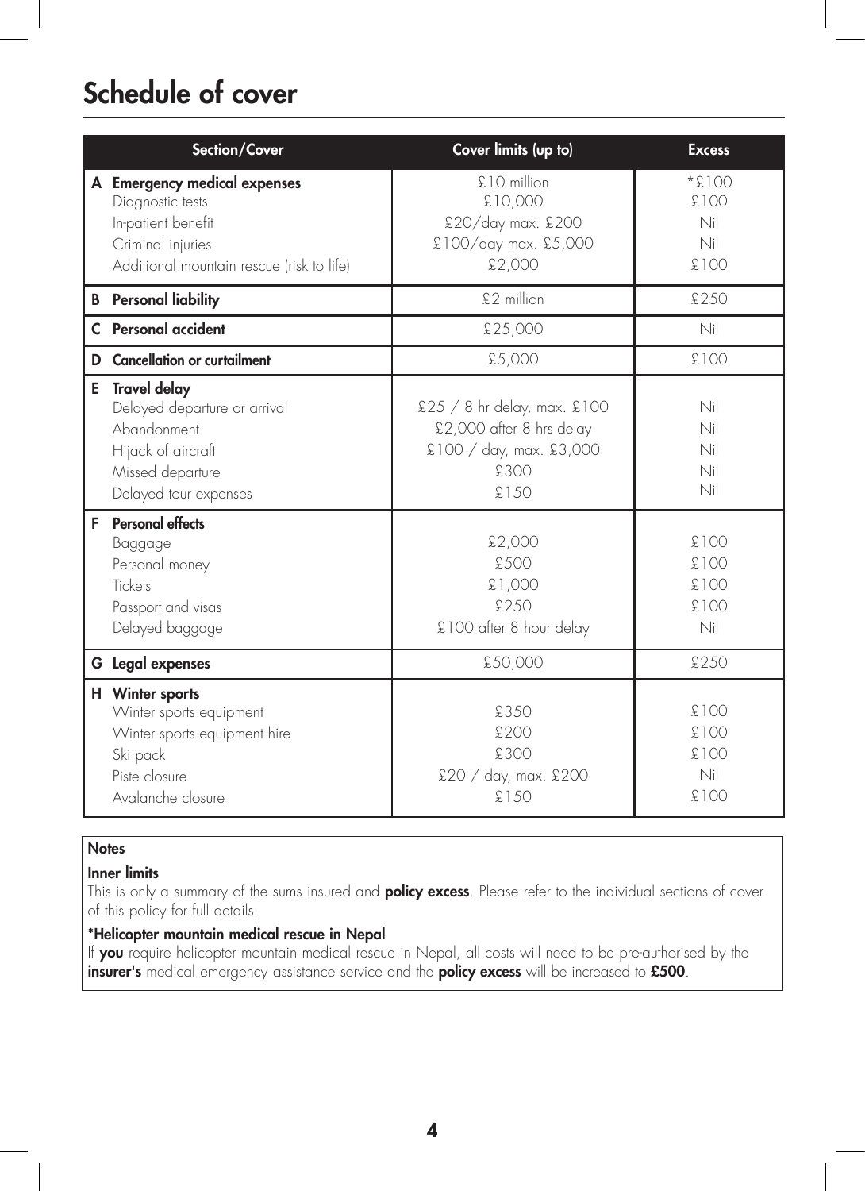# Schedule of cover

| Section/Cover | Cover limits (up to) | Excess |
|---|---|---|
| **A Emergency medical expenses** | £10 million | *£100 |
| Diagnostic tests | £10,000 | £100 |
| In-patient benefit | £20/day max. £200 | Nil |
| Criminal injuries | £100/day max. £5,000 | Nil |
| Additional mountain rescue (risk to life) | £2,000 | £100 |
| **B Personal liability** | £2 million | £250 |
| **C Personal accident** | £25,000 | Nil |
| **D Cancellation or curtailment** | £5,000 | £100 |
| **E Travel delay** | | |
| Delayed departure or arrival | £25 / 8 hr delay, max. £100 | Nil |
| Abandonment | £2,000 after 8 hrs delay | Nil |
| Hijack of aircraft | £100 / day, max. £3,000 | Nil |
| Missed departure | £300 | Nil |
| Delayed tour expenses | £150 | Nil |
| **F Personal effects** | | |
| Baggage | £2,000 | £100 |
| Personal money | £500 | £100 |
| Tickets | £1,000 | £100 |
| Passport and visas | £250 | £100 |
| Delayed baggage | £100 after 8 hour delay | Nil |
| **G Legal expenses** | £50,000 | £250 |
| **H Winter sports** | | |
| Winter sports equipment | £350 | £100 |
| Winter sports equipment hire | £200 | £100 |
| Ski pack | £300 | £100 |
| Piste closure | £20 / day, max. £200 | Nil |
| Avalanche closure | £150 | £100 |

**Notes**

**Inner limits**
This is only a summary of the sums insured and **policy excess**. Please refer to the individual sections of cover of this policy for full details.

**\*Helicopter mountain medical rescue in Nepal**
If **you** require helicopter mountain medical rescue in Nepal, all costs will need to be pre-authorised by the **insurer's** medical emergency assistance service and the **policy excess** will be increased to **£500**.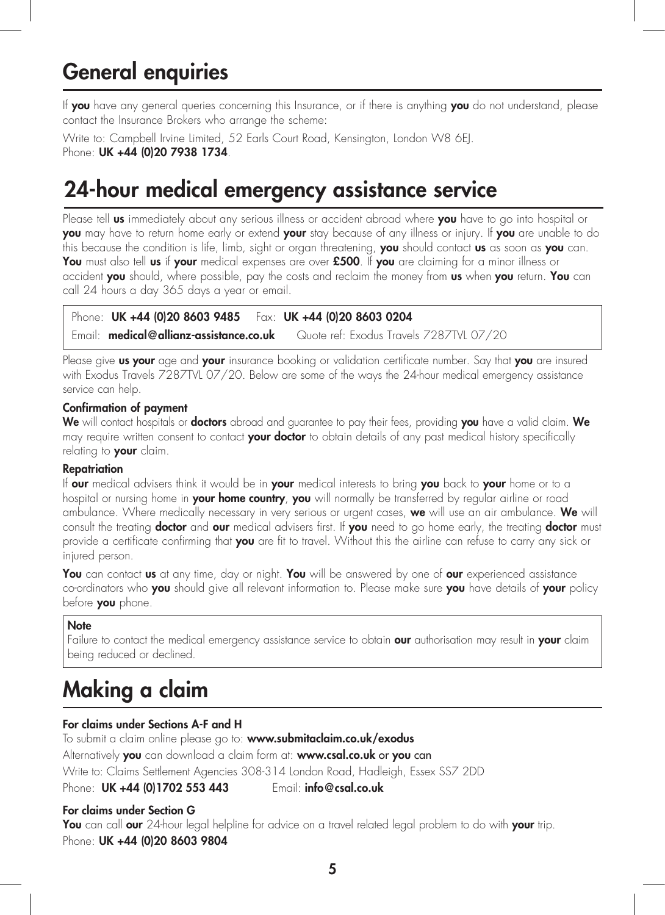# General enquiries

If **you** have any general queries concerning this Insurance, or if there is anything **you** do not understand, please contact the Insurance Brokers who arrange the scheme:

Write to: Campbell Irvine Limited, 52 Earls Court Road, Kensington, London W8 6EJ.
Phone: **UK +44 (0)20 7938 1734**.

# 24-hour medical emergency assistance service

Please tell **us** immediately about any serious illness or accident abroad where **you** have to go into hospital or **you** may have to return home early or extend **your** stay because of any illness or injury. If **you** are unable to do this because the condition is life, limb, sight or organ threatening, **you** should contact **us** as soon as **you** can. **You** must also tell **us** if **your** medical expenses are over **£500**. If **you** are claiming for a minor illness or accident **you** should, where possible, pay the costs and reclaim the money from **us** when **you** return. **You** can call 24 hours a day 365 days a year or email.

Phone: **UK +44 (0)20 8603 9485** Fax: **UK +44 (0)20 8603 0204**
Email: **medical@allianz-assistance.co.uk** Quote ref: Exodus Travels 7287TVL 07/20

Please give **us your** age and **your** insurance booking or validation certificate number. Say that **you** are insured with Exodus Travels 7287TVL 07/20. Below are some of the ways the 24-hour medical emergency assistance service can help.

**Confirmation of payment**

**We** will contact hospitals or **doctors** abroad and guarantee to pay their fees, providing **you** have a valid claim. **We** may require written consent to contact **your doctor** to obtain details of any past medical history specifically relating to **your** claim.

**Repatriation**

If **our** medical advisers think it would be in **your** medical interests to bring **you** back to **your** home or to a hospital or nursing home in **your home country**, **you** will normally be transferred by regular airline or road ambulance. Where medically necessary in very serious or urgent cases, **we** will use an air ambulance. **We** will consult the treating **doctor** and **our** medical advisers first. If **you** need to go home early, the treating **doctor** must provide a certificate confirming that **you** are fit to travel. Without this the airline can refuse to carry any sick or injured person.

**You** can contact **us** at any time, day or night. **You** will be answered by one of **our** experienced assistance co-ordinators who **you** should give all relevant information to. Please make sure **you** have details of **your** policy before **you** phone.

**Note**

Failure to contact the medical emergency assistance service to obtain **our** authorisation may result in **your** claim being reduced or declined.

# Making a claim

**For claims under Sections A-F and H**

To submit a claim online please go to: **www.submitaclaim.co.uk/exodus**
Alternatively **you** can download a claim form at: **www.csal.co.uk** or **you** can
Write to: Claims Settlement Agencies 308-314 London Road, Hadleigh, Essex SS7 2DD
Phone: **UK +44 (0)1702 553 443** Email: **info@csal.co.uk**

**For claims under Section G**

**You** can call **our** 24-hour legal helpline for advice on a travel related legal problem to do with **your** trip.
Phone: **UK +44 (0)20 8603 9804**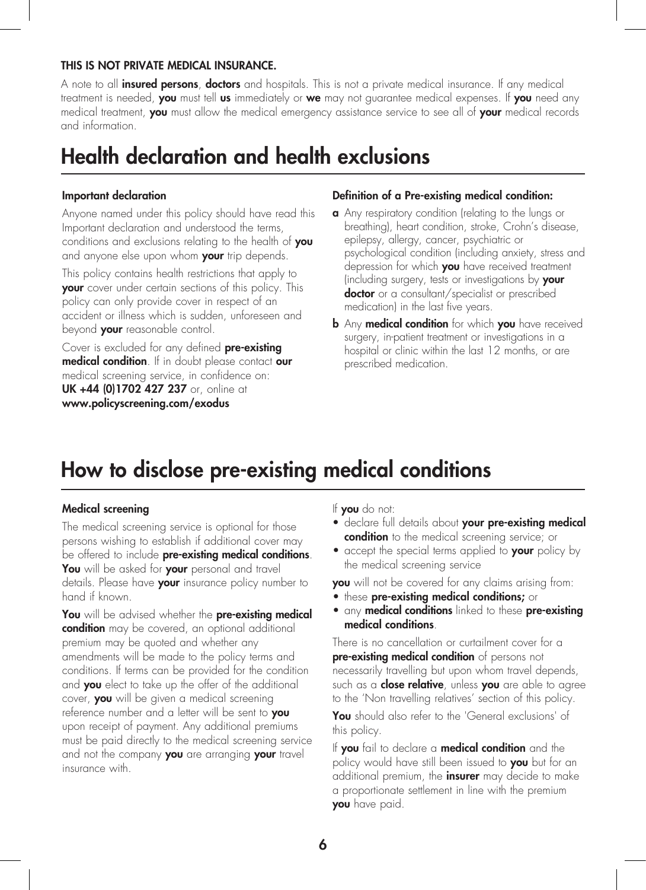**THIS IS NOT PRIVATE MEDICAL INSURANCE.**

A note to all **insured persons**, **doctors** and hospitals. This is not a private medical insurance. If any medical treatment is needed, **you** must tell **us** immediately or **we** may not guarantee medical expenses. If **you** need any medical treatment, **you** must allow the medical emergency assistance service to see all of **your** medical records and information.

# Health declaration and health exclusions

### Important declaration

Anyone named under this policy should have read this Important declaration and understood the terms, conditions and exclusions relating to the health of **you** and anyone else upon whom **your** trip depends.

This policy contains health restrictions that apply to **your** cover under certain sections of this policy. This policy can only provide cover in respect of an accident or illness which is sudden, unforeseen and beyond **your** reasonable control.

Cover is excluded for any defined **pre-existing medical condition**. If in doubt please contact **our** medical screening service, in confidence on:
**UK +44 (0)1702 427 237** or, online at
**www.policyscreening.com/exodus**

### Definition of a Pre-existing medical condition:

**a** Any respiratory condition (relating to the lungs or breathing), heart condition, stroke, Crohn's disease, epilepsy, allergy, cancer, psychiatric or psychological condition (including anxiety, stress and depression for which **you** have received treatment (including surgery, tests or investigations by **your doctor** or a consultant/specialist or prescribed medication) in the last five years.

**b** Any **medical condition** for which **you** have received surgery, in-patient treatment or investigations in a hospital or clinic within the last 12 months, or are prescribed medication.

# How to disclose pre-existing medical conditions

### Medical screening

The medical screening service is optional for those persons wishing to establish if additional cover may be offered to include **pre-existing medical conditions**. **You** will be asked for **your** personal and travel details. Please have **your** insurance policy number to hand if known.

**You** will be advised whether the **pre-existing medical condition** may be covered, an optional additional premium may be quoted and whether any amendments will be made to the policy terms and conditions. If terms can be provided for the condition and **you** elect to take up the offer of the additional cover, **you** will be given a medical screening reference number and a letter will be sent to **you** upon receipt of payment. Any additional premiums must be paid directly to the medical screening service and not the company **you** are arranging **your** travel insurance with.

If **you** do not:

- declare full details about **your pre-existing medical condition** to the medical screening service; or
- accept the special terms applied to **your** policy by the medical screening service

**you** will not be covered for any claims arising from:

- these **pre-existing medical conditions;** or
- any **medical conditions** linked to these **pre-existing medical conditions**.

There is no cancellation or curtailment cover for a **pre-existing medical condition** of persons not necessarily travelling but upon whom travel depends, such as a **close relative**, unless **you** are able to agree to the 'Non travelling relatives' section of this policy.

**You** should also refer to the 'General exclusions' of this policy.

If **you** fail to declare a **medical condition** and the policy would have still been issued to **you** but for an additional premium, the **insurer** may decide to make a proportionate settlement in line with the premium **you** have paid.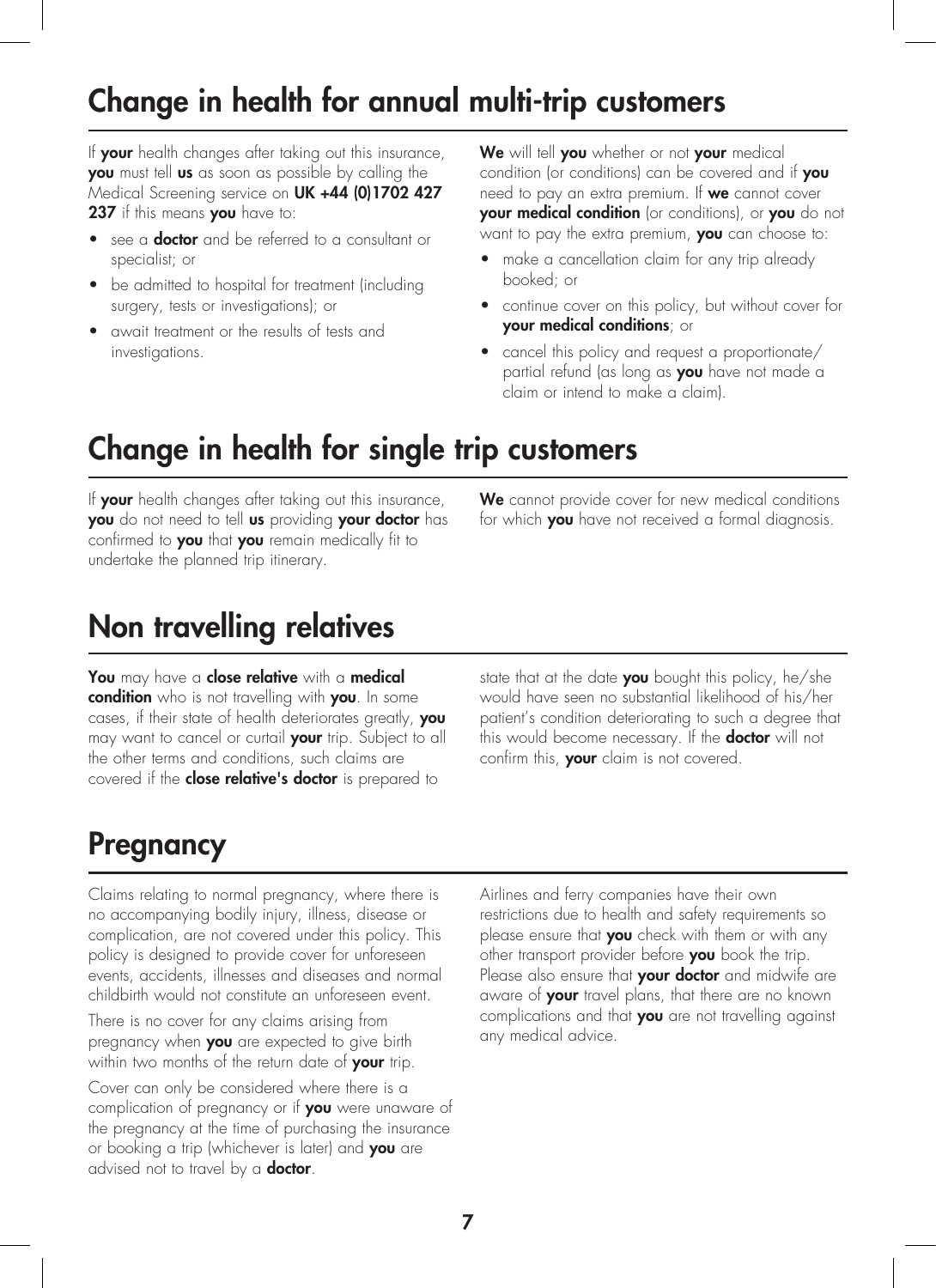## Change in health for annual multi-trip customers

If **your** health changes after taking out this insurance, **you** must tell **us** as soon as possible by calling the Medical Screening service on **UK +44 (0)1702 427 237** if this means **you** have to:

- see a **doctor** and be referred to a consultant or specialist; or
- be admitted to hospital for treatment (including surgery, tests or investigations); or
- await treatment or the results of tests and investigations.

**We** will tell **you** whether or not **your** medical condition (or conditions) can be covered and if **you** need to pay an extra premium. If **we** cannot cover **your medical condition** (or conditions), or **you** do not want to pay the extra premium, **you** can choose to:

- make a cancellation claim for any trip already booked; or
- continue cover on this policy, but without cover for **your medical conditions**; or
- cancel this policy and request a proportionate/ partial refund (as long as **you** have not made a claim or intend to make a claim).

## Change in health for single trip customers

If **your** health changes after taking out this insurance, **you** do not need to tell **us** providing **your doctor** has confirmed to **you** that **you** remain medically fit to undertake the planned trip itinerary.

**We** cannot provide cover for new medical conditions for which **you** have not received a formal diagnosis.

## Non travelling relatives

**You** may have a **close relative** with a **medical condition** who is not travelling with **you**. In some cases, if their state of health deteriorates greatly, **you** may want to cancel or curtail **your** trip. Subject to all the other terms and conditions, such claims are covered if the **close relative's doctor** is prepared to state that at the date **you** bought this policy, he/she would have seen no substantial likelihood of his/her patient's condition deteriorating to such a degree that this would become necessary. If the **doctor** will not confirm this, **your** claim is not covered.

## Pregnancy

Claims relating to normal pregnancy, where there is no accompanying bodily injury, illness, disease or complication, are not covered under this policy. This policy is designed to provide cover for unforeseen events, accidents, illnesses and diseases and normal childbirth would not constitute an unforeseen event.

There is no cover for any claims arising from pregnancy when **you** are expected to give birth within two months of the return date of **your** trip.

Cover can only be considered where there is a complication of pregnancy or if **you** were unaware of the pregnancy at the time of purchasing the insurance or booking a trip (whichever is later) and **you** are advised not to travel by a **doctor**.

Airlines and ferry companies have their own restrictions due to health and safety requirements so please ensure that **you** check with them or with any other transport provider before **you** book the trip. Please also ensure that **your doctor** and midwife are aware of **your** travel plans, that there are no known complications and that **you** are not travelling against any medical advice.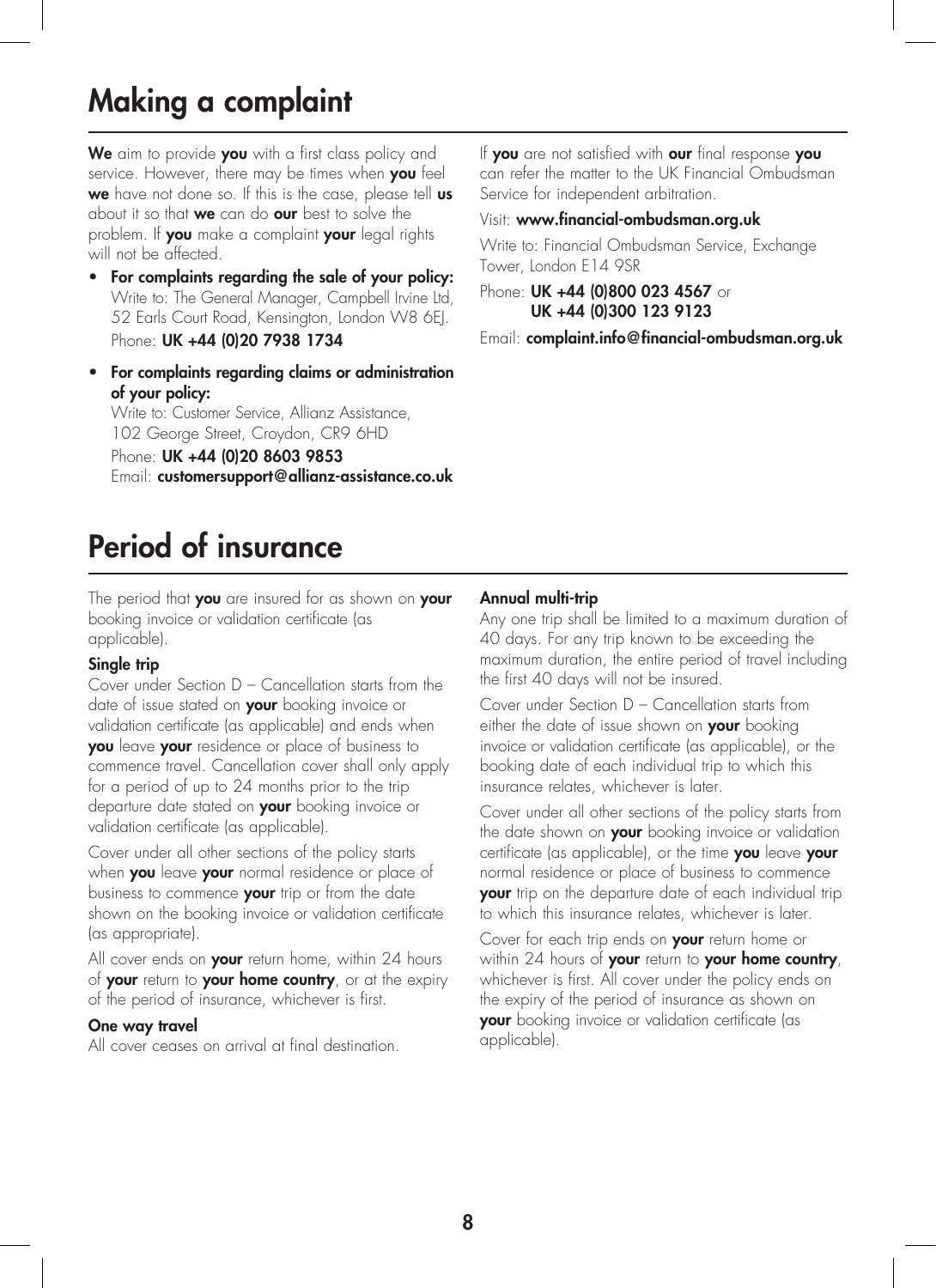# Making a complaint

**We** aim to provide **you** with a first class policy and service. However, there may be times when **you** feel **we** have not done so. If this is the case, please tell **us** about it so that **we** can do **our** best to solve the problem. If **you** make a complaint **your** legal rights will not be affected.

- **For complaints regarding the sale of your policy:** Write to: The General Manager, Campbell Irvine Ltd, 52 Earls Court Road, Kensington, London W8 6EJ.
  Phone: **UK +44 (0)20 7938 1734**
- **For complaints regarding claims or administration of your policy:**
  Write to: Customer Service, Allianz Assistance, 102 George Street, Croydon, CR9 6HD
  Phone: **UK +44 (0)20 8603 9853**
  Email: **customersupport@allianz-assistance.co.uk**

If **you** are not satisfied with **our** final response **you** can refer the matter to the UK Financial Ombudsman Service for independent arbitration.

Visit: **www.financial-ombudsman.org.uk**

Write to: Financial Ombudsman Service, Exchange Tower, London E14 9SR

Phone: **UK +44 (0)800 023 4567** or
**UK +44 (0)300 123 9123**

Email: **complaint.info@financial-ombudsman.org.uk**

# Period of insurance

The period that **you** are insured for as shown on **your** booking invoice or validation certificate (as applicable).

**Single trip**

Cover under Section D – Cancellation starts from the date of issue stated on **your** booking invoice or validation certificate (as applicable) and ends when **you** leave **your** residence or place of business to commence travel. Cancellation cover shall only apply for a period of up to 24 months prior to the trip departure date stated on **your** booking invoice or validation certificate (as applicable).

Cover under all other sections of the policy starts when **you** leave **your** normal residence or place of business to commence **your** trip or from the date shown on the booking invoice or validation certificate (as appropriate).

All cover ends on **your** return home, within 24 hours of **your** return to **your home country**, or at the expiry of the period of insurance, whichever is first.

**One way travel**

All cover ceases on arrival at final destination.

**Annual multi-trip**

Any one trip shall be limited to a maximum duration of 40 days. For any trip known to be exceeding the maximum duration, the entire period of travel including the first 40 days will not be insured.

Cover under Section D – Cancellation starts from either the date of issue shown on **your** booking invoice or validation certificate (as applicable), or the booking date of each individual trip to which this insurance relates, whichever is later.

Cover under all other sections of the policy starts from the date shown on **your** booking invoice or validation certificate (as applicable), or the time **you** leave **your** normal residence or place of business to commence **your** trip on the departure date of each individual trip to which this insurance relates, whichever is later.

Cover for each trip ends on **your** return home or within 24 hours of **your** return to **your home country**, whichever is first. All cover under the policy ends on the expiry of the period of insurance as shown on **your** booking invoice or validation certificate (as applicable).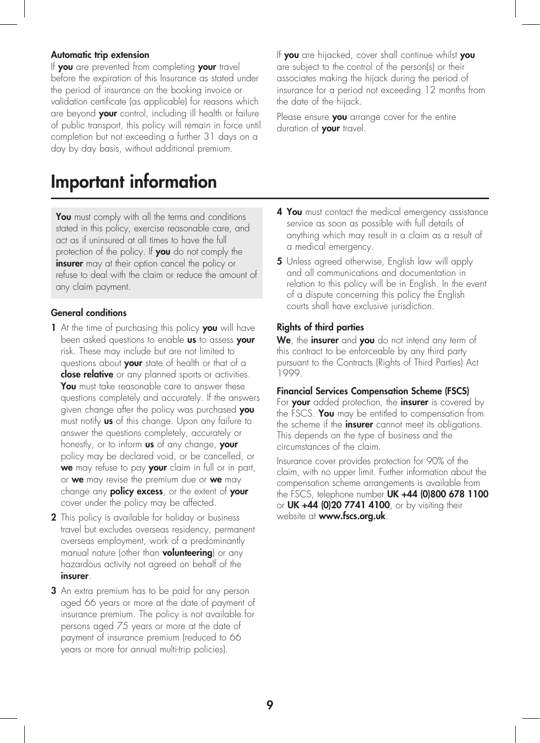**Automatic trip extension**

If **you** are prevented from completing **your** travel before the expiration of this Insurance as stated under the period of insurance on the booking invoice or validation certificate (as applicable) for reasons which are beyond **your** control, including ill health or failure of public transport, this policy will remain in force until completion but not exceeding a further 31 days on a day by day basis, without additional premium.

If **you** are hijacked, cover shall continue whilst **you** are subject to the control of the person(s) or their associates making the hijack during the period of insurance for a period not exceeding 12 months from the date of the hijack.

Please ensure **you** arrange cover for the entire duration of **your** travel.

# Important information

**You** must comply with all the terms and conditions stated in this policy, exercise reasonable care, and act as if uninsured at all times to have the full protection of the policy. If **you** do not comply the **insurer** may at their option cancel the policy or refuse to deal with the claim or reduce the amount of any claim payment.

### General conditions

1. At the time of purchasing this policy **you** will have been asked questions to enable **us** to assess **your** risk. These may include but are not limited to questions about **your** state of health or that of a **close relative** or any planned sports or activities. **You** must take reasonable care to answer these questions completely and accurately. If the answers given change after the policy was purchased **you** must notify **us** of this change. Upon any failure to answer the questions completely, accurately or honestly, or to inform **us** of any change, **your** policy may be declared void, or be cancelled, or **we** may refuse to pay **your** claim in full or in part, or **we** may revise the premium due or **we** may change any **policy excess**, or the extent of **your** cover under the policy may be affected.
2. This policy is available for holiday or business travel but excludes overseas residency, permanent overseas employment, work of a predominantly manual nature (other than **volunteering**) or any hazardous activity not agreed on behalf of the **insurer**.
3. An extra premium has to be paid for any person aged 66 years or more at the date of payment of insurance premium. The policy is not available for persons aged 75 years or more at the date of payment of insurance premium (reduced to 66 years or more for annual multi-trip policies).
4. **You** must contact the medical emergency assistance service as soon as possible with full details of anything which may result in a claim as a result of a medical emergency.
5. Unless agreed otherwise, English law will apply and all communications and documentation in relation to this policy will be in English. In the event of a dispute concerning this policy the English courts shall have exclusive jurisdiction.

### Rights of third parties

**We**, the **insurer** and **you** do not intend any term of this contract to be enforceable by any third party pursuant to the Contracts (Rights of Third Parties) Act 1999.

### Financial Services Compensation Scheme (FSCS)

For **your** added protection, the **insurer** is covered by the FSCS. **You** may be entitled to compensation from the scheme if the **insurer** cannot meet its obligations. This depends on the type of business and the circumstances of the claim.

Insurance cover provides protection for 90% of the claim, with no upper limit. Further information about the compensation scheme arrangements is available from the FSCS, telephone number **UK +44 (0)800 678 1100** or **UK +44 (0)20 7741 4100**, or by visiting their website at **www.fscs.org.uk**.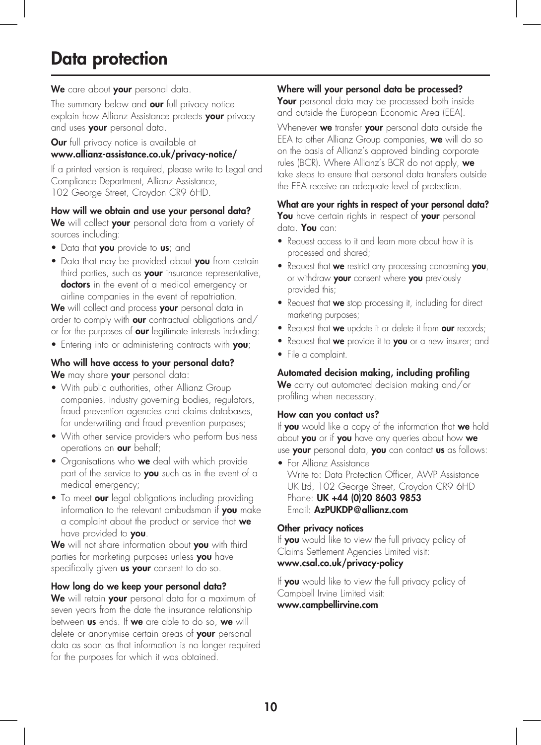# Data protection

**We** care about **your** personal data.

The summary below and **our** full privacy notice explain how Allianz Assistance protects **your** privacy and uses **your** personal data.

**Our** full privacy notice is available at
**www.allianz-assistance.co.uk/privacy-notice/**

If a printed version is required, please write to Legal and Compliance Department, Allianz Assistance, 102 George Street, Croydon CR9 6HD.

### How will we obtain and use your personal data?

**We** will collect **your** personal data from a variety of sources including:

- Data that **you** provide to **us**; and
- Data that may be provided about **you** from certain third parties, such as **your** insurance representative, **doctors** in the event of a medical emergency or airline companies in the event of repatriation.

**We** will collect and process **your** personal data in order to comply with **our** contractual obligations and/or for the purposes of **our** legitimate interests including:

- Entering into or administering contracts with **you**;

### Who will have access to your personal data?

**We** may share **your** personal data:

- With public authorities, other Allianz Group companies, industry governing bodies, regulators, fraud prevention agencies and claims databases, for underwriting and fraud prevention purposes;
- With other service providers who perform business operations on **our** behalf;
- Organisations who **we** deal with which provide part of the service to **you** such as in the event of a medical emergency;
- To meet **our** legal obligations including providing information to the relevant ombudsman if **you** make a complaint about the product or service that **we** have provided to **you**.

**We** will not share information about **you** with third parties for marketing purposes unless **you** have specifically given **us your** consent to do so.

### How long do we keep your personal data?

**We** will retain **your** personal data for a maximum of seven years from the date the insurance relationship between **us** ends. If **we** are able to do so, **we** will delete or anonymise certain areas of **your** personal data as soon as that information is no longer required for the purposes for which it was obtained.

### Where will your personal data be processed?

**Your** personal data may be processed both inside and outside the European Economic Area (EEA).

Whenever **we** transfer **your** personal data outside the EEA to other Allianz Group companies, **we** will do so on the basis of Allianz's approved binding corporate rules (BCR). Where Allianz's BCR do not apply, **we** take steps to ensure that personal data transfers outside the EEA receive an adequate level of protection.

### What are your rights in respect of your personal data?

**You** have certain rights in respect of **your** personal data. **You** can:

- Request access to it and learn more about how it is processed and shared;
- Request that **we** restrict any processing concerning **you**, or withdraw **your** consent where **you** previously provided this;
- Request that **we** stop processing it, including for direct marketing purposes;
- Request that **we** update it or delete it from **our** records;
- Request that **we** provide it to **you** or a new insurer; and
- File a complaint.

### Automated decision making, including profiling

**We** carry out automated decision making and/or profiling when necessary.

### How can you contact us?

If **you** would like a copy of the information that **we** hold about **you** or if **you** have any queries about how **we** use **your** personal data, **you** can contact **us** as follows:

- For Allianz Assistance
  Write to: Data Protection Officer, AWP Assistance UK Ltd, 102 George Street, Croydon CR9 6HD
  Phone: **UK +44 (0)20 8603 9853**
  Email: **AzPUKDP@allianz.com**

### Other privacy notices

If **you** would like to view the full privacy policy of Claims Settlement Agencies Limited visit:
**www.csal.co.uk/privacy-policy**

If **you** would like to view the full privacy policy of Campbell Irvine Limited visit:
**www.campbellirvine.com**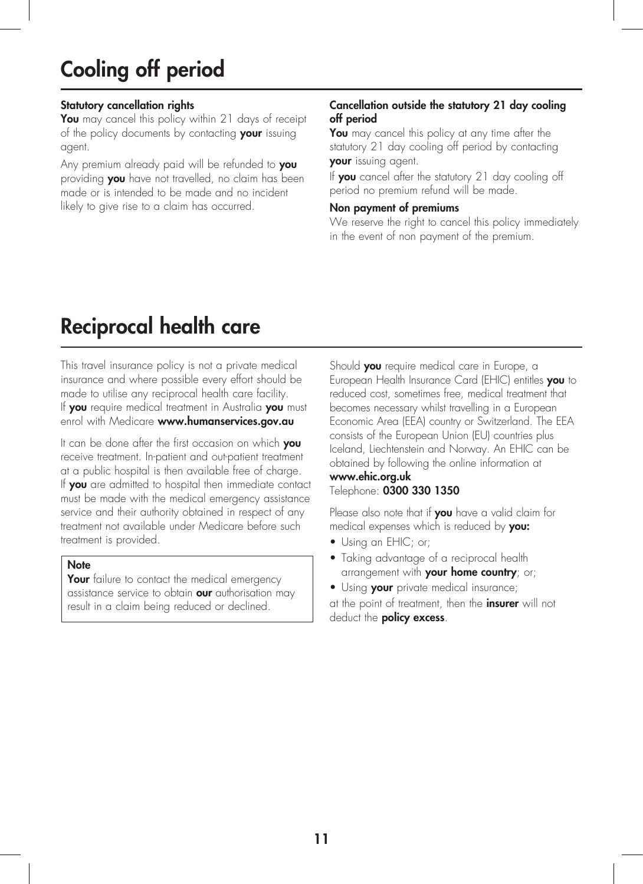# Cooling off period

### Statutory cancellation rights

**You** may cancel this policy within 21 days of receipt of the policy documents by contacting **your** issuing agent.

Any premium already paid will be refunded to **you** providing **you** have not travelled, no claim has been made or is intended to be made and no incident likely to give rise to a claim has occurred.

### Cancellation outside the statutory 21 day cooling off period

**You** may cancel this policy at any time after the statutory 21 day cooling off period by contacting **your** issuing agent.

If **you** cancel after the statutory 21 day cooling off period no premium refund will be made.

### Non payment of premiums

We reserve the right to cancel this policy immediately in the event of non payment of the premium.

# Reciprocal health care

This travel insurance policy is not a private medical insurance and where possible every effort should be made to utilise any reciprocal health care facility. If **you** require medical treatment in Australia **you** must enrol with Medicare **www.humanservices.gov.au**

It can be done after the first occasion on which **you** receive treatment. In-patient and out-patient treatment at a public hospital is then available free of charge. If **you** are admitted to hospital then immediate contact must be made with the medical emergency assistance service and their authority obtained in respect of any treatment not available under Medicare before such treatment is provided.

> **Note**
>
> **Your** failure to contact the medical emergency assistance service to obtain **our** authorisation may result in a claim being reduced or declined.

Should **you** require medical care in Europe, a European Health Insurance Card (EHIC) entitles **you** to reduced cost, sometimes free, medical treatment that becomes necessary whilst travelling in a European Economic Area (EEA) country or Switzerland. The EEA consists of the European Union (EU) countries plus Iceland, Liechtenstein and Norway. An EHIC can be obtained by following the online information at **www.ehic.org.uk**
Telephone: **0300 330 1350**

Please also note that if **you** have a valid claim for medical expenses which is reduced by **you:**

- Using an EHIC; or;
- Taking advantage of a reciprocal health arrangement with **your home country**; or;
- Using **your** private medical insurance;

at the point of treatment, then the **insurer** will not deduct the **policy excess**.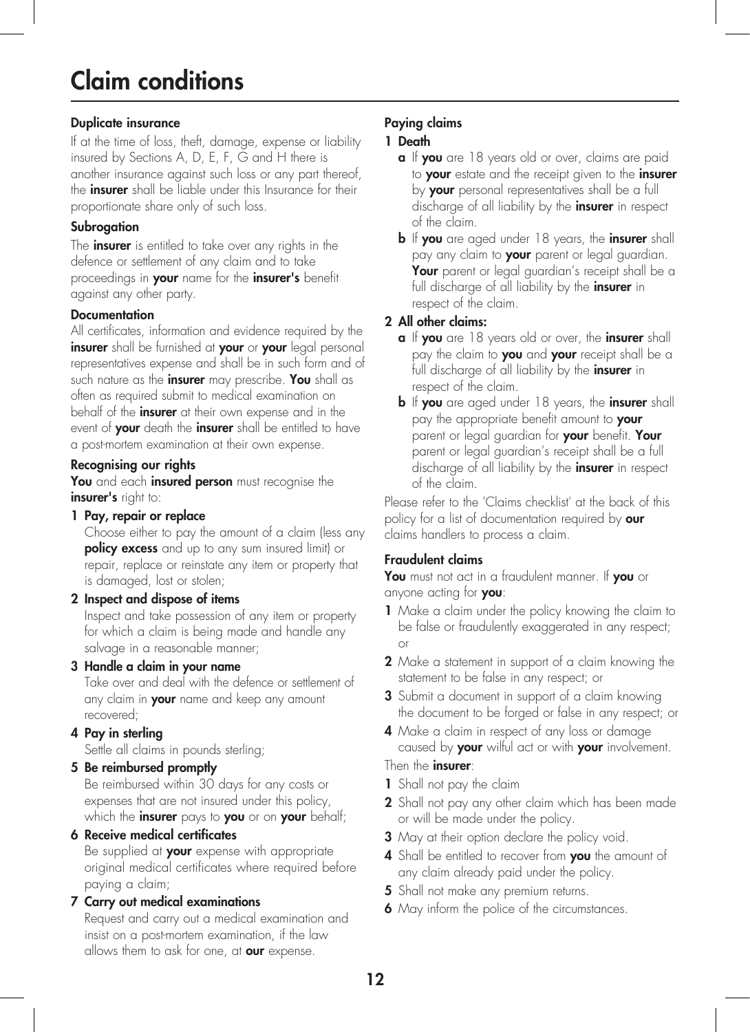# Claim conditions

### Duplicate insurance

If at the time of loss, theft, damage, expense or liability insured by Sections A, D, E, F, G and H there is another insurance against such loss or any part thereof, the **insurer** shall be liable under this Insurance for their proportionate share only of such loss.

### Subrogation

The **insurer** is entitled to take over any rights in the defence or settlement of any claim and to take proceedings in **your** name for the **insurer's** benefit against any other party.

### Documentation

All certificates, information and evidence required by the **insurer** shall be furnished at **your** or **your** legal personal representatives expense and shall be in such form and of such nature as the **insurer** may prescribe. **You** shall as often as required submit to medical examination on behalf of the **insurer** at their own expense and in the event of **your** death the **insurer** shall be entitled to have a post-mortem examination at their own expense.

### Recognising our rights

**You** and each **insured person** must recognise the **insurer's** right to:

1. **Pay, repair or replace**
   Choose either to pay the amount of a claim (less any **policy excess** and up to any sum insured limit) or repair, replace or reinstate any item or property that is damaged, lost or stolen;
2. **Inspect and dispose of items**
   Inspect and take possession of any item or property for which a claim is being made and handle any salvage in a reasonable manner;
3. **Handle a claim in your name**
   Take over and deal with the defence or settlement of any claim in **your** name and keep any amount recovered;
4. **Pay in sterling**
   Settle all claims in pounds sterling;
5. **Be reimbursed promptly**
   Be reimbursed within 30 days for any costs or expenses that are not insured under this policy, which the **insurer** pays to **you** or on **your** behalf;
6. **Receive medical certificates**
   Be supplied at **your** expense with appropriate original medical certificates where required before paying a claim;
7. **Carry out medical examinations**
   Request and carry out a medical examination and insist on a post-mortem examination, if the law allows them to ask for one, at **our** expense.

### Paying claims

1. **Death**
   - **a** If **you** are 18 years old or over, claims are paid to **your** estate and the receipt given to the **insurer** by **your** personal representatives shall be a full discharge of all liability by the **insurer** in respect of the claim.
   - **b** If **you** are aged under 18 years, the **insurer** shall pay any claim to **your** parent or legal guardian. **Your** parent or legal guardian's receipt shall be a full discharge of all liability by the **insurer** in respect of the claim.
2. **All other claims:**
   - **a** If **you** are 18 years old or over, the **insurer** shall pay the claim to **you** and **your** receipt shall be a full discharge of all liability by the **insurer** in respect of the claim.
   - **b** If **you** are aged under 18 years, the **insurer** shall pay the appropriate benefit amount to **your** parent or legal guardian for **your** benefit. **Your** parent or legal guardian's receipt shall be a full discharge of all liability by the **insurer** in respect of the claim.

Please refer to the 'Claims checklist' at the back of this policy for a list of documentation required by **our** claims handlers to process a claim.

### Fraudulent claims

**You** must not act in a fraudulent manner. If **you** or anyone acting for **you**:

1. Make a claim under the policy knowing the claim to be false or fraudulently exaggerated in any respect; or
2. Make a statement in support of a claim knowing the statement to be false in any respect; or
3. Submit a document in support of a claim knowing the document to be forged or false in any respect; or
4. Make a claim in respect of any loss or damage caused by **your** wilful act or with **your** involvement.

Then the **insurer**:

1. Shall not pay the claim
2. Shall not pay any other claim which has been made or will be made under the policy.
3. May at their option declare the policy void.
4. Shall be entitled to recover from **you** the amount of any claim already paid under the policy.
5. Shall not make any premium returns.
6. May inform the police of the circumstances.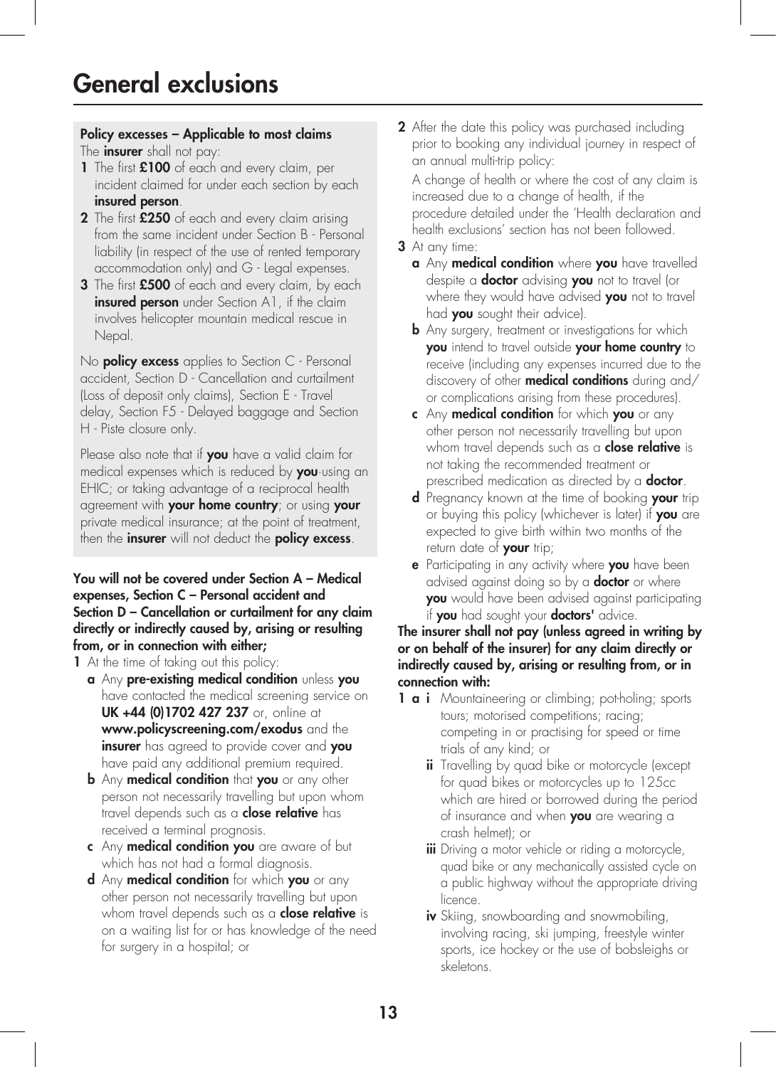# General exclusions

**Policy excesses – Applicable to most claims**

The **insurer** shall not pay:

1. The first **£100** of each and every claim, per incident claimed for under each section by each **insured person**.
2. The first **£250** of each and every claim arising from the same incident under Section B - Personal liability (in respect of the use of rented temporary accommodation only) and G - Legal expenses.
3. The first **£500** of each and every claim, by each **insured person** under Section A1, if the claim involves helicopter mountain medical rescue in Nepal.

No **policy excess** applies to Section C - Personal accident, Section D - Cancellation and curtailment (Loss of deposit only claims), Section E - Travel delay, Section F5 - Delayed baggage and Section H - Piste closure only.

Please also note that if **you** have a valid claim for medical expenses which is reduced by **you**·using an EHIC; or taking advantage of a reciprocal health agreement with **your home country**; or using **your** private medical insurance; at the point of treatment, then the **insurer** will not deduct the **policy excess**.

**You will not be covered under Section A – Medical expenses, Section C – Personal accident and Section D – Cancellation or curtailment for any claim directly or indirectly caused by, arising or resulting from, or in connection with either;**

1. At the time of taking out this policy:
   - **a** Any **pre-existing medical condition** unless **you** have contacted the medical screening service on **UK +44 (0)1702 427 237** or, online at **www.policyscreening.com/exodus** and the **insurer** has agreed to provide cover and **you** have paid any additional premium required.
   - **b** Any **medical condition** that **you** or any other person not necessarily travelling but upon whom travel depends such as a **close relative** has received a terminal prognosis.
   - **c** Any **medical condition you** are aware of but which has not had a formal diagnosis.
   - **d** Any **medical condition** for which **you** or any other person not necessarily travelling but upon whom travel depends such as a **close relative** is on a waiting list for or has knowledge of the need for surgery in a hospital; or
2. After the date this policy was purchased including prior to booking any individual journey in respect of an annual multi-trip policy:

   A change of health or where the cost of any claim is increased due to a change of health, if the procedure detailed under the 'Health declaration and health exclusions' section has not been followed.
3. At any time:
   - **a** Any **medical condition** where **you** have travelled despite a **doctor** advising **you** not to travel (or where they would have advised **you** not to travel had **you** sought their advice).
   - **b** Any surgery, treatment or investigations for which **you** intend to travel outside **your home country** to receive (including any expenses incurred due to the discovery of other **medical conditions** during and/or complications arising from these procedures).
   - **c** Any **medical condition** for which **you** or any other person not necessarily travelling but upon whom travel depends such as a **close relative** is not taking the recommended treatment or prescribed medication as directed by a **doctor**.
   - **d** Pregnancy known at the time of booking **your** trip or buying this policy (whichever is later) if **you** are expected to give birth within two months of the return date of **your** trip;
   - **e** Participating in any activity where **you** have been advised against doing so by a **doctor** or where **you** would have been advised against participating if **you** had sought your **doctors'** advice.

**The insurer shall not pay (unless agreed in writing by or on behalf of the insurer) for any claim directly or indirectly caused by, arising or resulting from, or in connection with:**

**1 a**
- **i** Mountaineering or climbing; pot-holing; sports tours; motorised competitions; racing; competing in or practising for speed or time trials of any kind; or
- **ii** Travelling by quad bike or motorcycle (except for quad bikes or motorcycles up to 125cc which are hired or borrowed during the period of insurance and when **you** are wearing a crash helmet); or
- **iii** Driving a motor vehicle or riding a motorcycle, quad bike or any mechanically assisted cycle on a public highway without the appropriate driving licence.
- **iv** Skiing, snowboarding and snowmobiling, involving racing, ski jumping, freestyle winter sports, ice hockey or the use of bobsleighs or skeletons.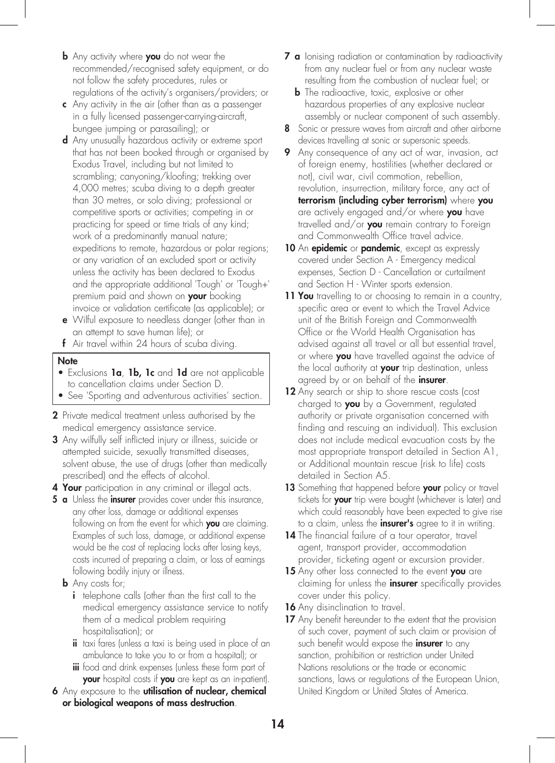**b** Any activity where **you** do not wear the recommended/recognised safety equipment, or do not follow the safety procedures, rules or regulations of the activity's organisers/providers; or

**c** Any activity in the air (other than as a passenger in a fully licensed passenger-carrying-aircraft, bungee jumping or parasailing); or

**d** Any unusually hazardous activity or extreme sport that has not been booked through or organised by Exodus Travel, including but not limited to scrambling; canyoning/kloofing; trekking over 4,000 metres; scuba diving to a depth greater than 30 metres, or solo diving; professional or competitive sports or activities; competing in or practicing for speed or time trials of any kind; work of a predominantly manual nature; expeditions to remote, hazardous or polar regions; or any variation of an excluded sport or activity unless the activity has been declared to Exodus and the appropriate additional 'Tough' or 'Tough+' premium paid and shown on **your** booking invoice or validation certificate (as applicable); or

**e** Wilful exposure to needless danger (other than in an attempt to save human life); or

**f** Air travel within 24 hours of scuba diving.

**Note**

- Exclusions **1a**, **1b, 1c** and **1d** are not applicable to cancellation claims under Section D.
- See 'Sporting and adventurous activities' section.

**2** Private medical treatment unless authorised by the medical emergency assistance service.

**3** Any wilfully self inflicted injury or illness, suicide or attempted suicide, sexually transmitted diseases, solvent abuse, the use of drugs (other than medically prescribed) and the effects of alcohol.

**4** **Your** participation in any criminal or illegal acts.

**5** **a** Unless the **insurer** provides cover under this insurance, any other loss, damage or additional expenses following on from the event for which **you** are claiming. Examples of such loss, damage, or additional expense would be the cost of replacing locks after losing keys, costs incurred of preparing a claim, or loss of earnings following bodily injury or illness.

**b** Any costs for;

**i** telephone calls (other than the first call to the medical emergency assistance service to notify them of a medical problem requiring hospitalisation); or

**ii** taxi fares (unless a taxi is being used in place of an ambulance to take you to or from a hospital); or

**iii** food and drink expenses (unless these form part of **your** hospital costs if **you** are kept as an in-patient).

**6** Any exposure to the **utilisation of nuclear, chemical or biological weapons of mass destruction**.

**7** **a** Ionising radiation or contamination by radioactivity from any nuclear fuel or from any nuclear waste resulting from the combustion of nuclear fuel; or

**b** The radioactive, toxic, explosive or other hazardous properties of any explosive nuclear assembly or nuclear component of such assembly.

**8** Sonic or pressure waves from aircraft and other airborne devices travelling at sonic or supersonic speeds.

**9** Any consequence of any act of war, invasion, act of foreign enemy, hostilities (whether declared or not), civil war, civil commotion, rebellion, revolution, insurrection, military force, any act of **terrorism (including cyber terrorism)** where **you** are actively engaged and/or where **you** have travelled and/or **you** remain contrary to Foreign and Commonwealth Office travel advice.

**10** An **epidemic** or **pandemic**, except as expressly covered under Section A - Emergency medical expenses, Section D - Cancellation or curtailment and Section H - Winter sports extension.

**11** **You** travelling to or choosing to remain in a country, specific area or event to which the Travel Advice unit of the British Foreign and Commonwealth Office or the World Health Organisation has advised against all travel or all but essential travel, or where **you** have travelled against the advice of the local authority at **your** trip destination, unless agreed by or on behalf of the **insurer**.

**12** Any search or ship to shore rescue costs (cost charged to **you** by a Government, regulated authority or private organisation concerned with finding and rescuing an individual). This exclusion does not include medical evacuation costs by the most appropriate transport detailed in Section A1, or Additional mountain rescue (risk to life) costs detailed in Section A5.

**13** Something that happened before **your** policy or travel tickets for **your** trip were bought (whichever is later) and which could reasonably have been expected to give rise to a claim, unless the **insurer's** agree to it in writing.

**14** The financial failure of a tour operator, travel agent, transport provider, accommodation provider, ticketing agent or excursion provider.

**15** Any other loss connected to the event **you** are claiming for unless the **insurer** specifically provides cover under this policy.

**16** Any disinclination to travel.

**17** Any benefit hereunder to the extent that the provision of such cover, payment of such claim or provision of such benefit would expose the **insurer** to any sanction, prohibition or restriction under United Nations resolutions or the trade or economic sanctions, laws or regulations of the European Union, United Kingdom or United States of America.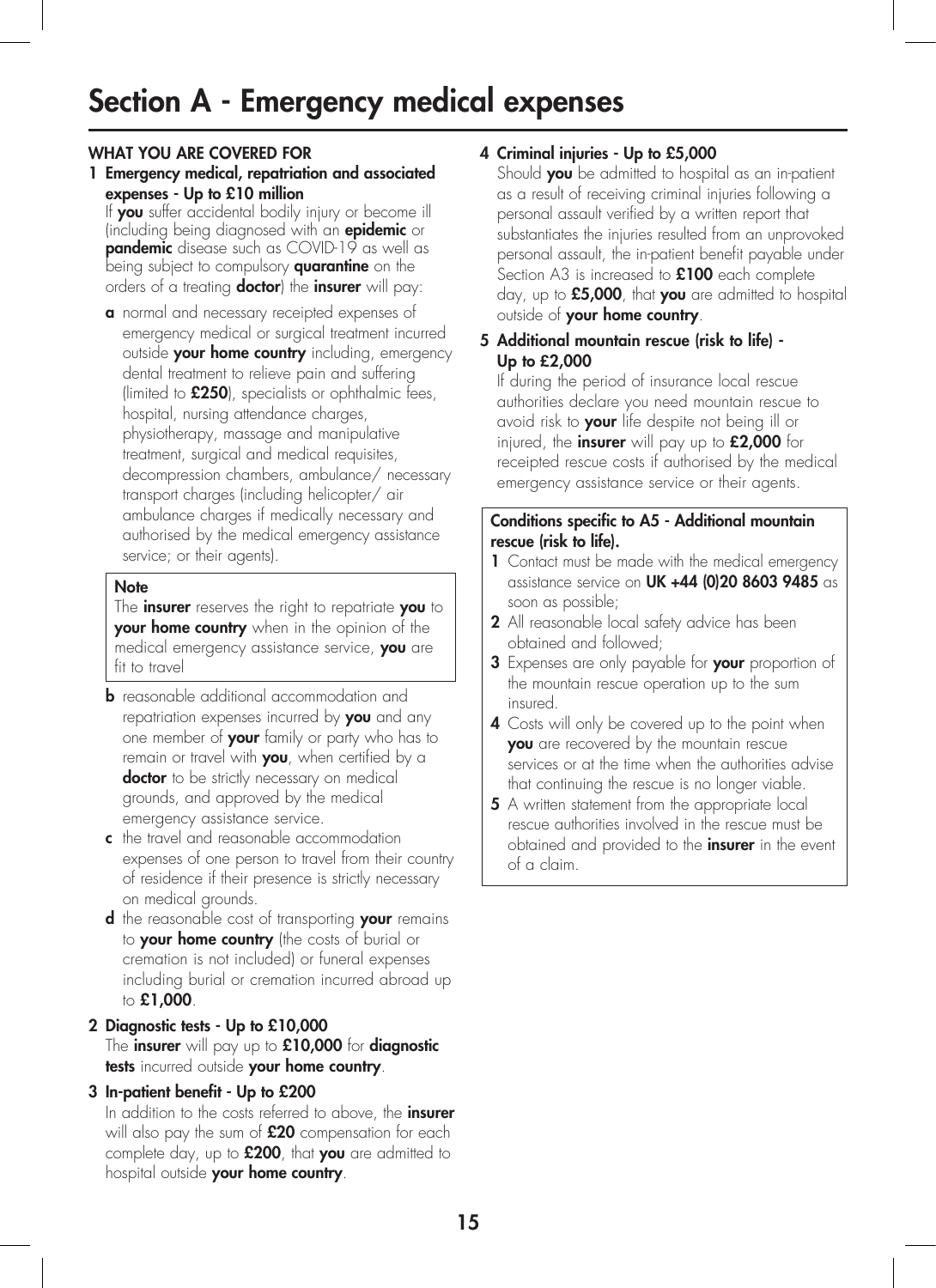# Section A - Emergency medical expenses

## WHAT YOU ARE COVERED FOR

**1 Emergency medical, repatriation and associated expenses - Up to £10 million**

If **you** suffer accidental bodily injury or become ill (including being diagnosed with an **epidemic** or **pandemic** disease such as COVID-19 as well as being subject to compulsory **quarantine** on the orders of a treating **doctor**) the **insurer** will pay:

**a** normal and necessary receipted expenses of emergency medical or surgical treatment incurred outside **your home country** including, emergency dental treatment to relieve pain and suffering (limited to **£250**), specialists or ophthalmic fees, hospital, nursing attendance charges, physiotherapy, massage and manipulative treatment, surgical and medical requisites, decompression chambers, ambulance/ necessary transport charges (including helicopter/ air ambulance charges if medically necessary and authorised by the medical emergency assistance service; or their agents).

> **Note**
> The **insurer** reserves the right to repatriate **you** to **your home country** when in the opinion of the medical emergency assistance service, **you** are fit to travel

**b** reasonable additional accommodation and repatriation expenses incurred by **you** and any one member of **your** family or party who has to remain or travel with **you**, when certified by a **doctor** to be strictly necessary on medical grounds, and approved by the medical emergency assistance service.

**c** the travel and reasonable accommodation expenses of one person to travel from their country of residence if their presence is strictly necessary on medical grounds.

**d** the reasonable cost of transporting **your** remains to **your home country** (the costs of burial or cremation is not included) or funeral expenses including burial or cremation incurred abroad up to **£1,000**.

**2 Diagnostic tests - Up to £10,000**

The **insurer** will pay up to **£10,000** for **diagnostic tests** incurred outside **your home country**.

**3 In-patient benefit - Up to £200**

In addition to the costs referred to above, the **insurer** will also pay the sum of **£20** compensation for each complete day, up to **£200**, that **you** are admitted to hospital outside **your home country**.

**4 Criminal injuries - Up to £5,000**

Should **you** be admitted to hospital as an in-patient as a result of receiving criminal injuries following a personal assault verified by a written report that substantiates the injuries resulted from an unprovoked personal assault, the in-patient benefit payable under Section A3 is increased to **£100** each complete day, up to **£5,000**, that **you** are admitted to hospital outside of **your home country**.

**5 Additional mountain rescue (risk to life) - Up to £2,000**

If during the period of insurance local rescue authorities declare you need mountain rescue to avoid risk to **your** life despite not being ill or injured, the **insurer** will pay up to **£2,000** for receipted rescue costs if authorised by the medical emergency assistance service or their agents.

> **Conditions specific to A5 - Additional mountain rescue (risk to life).**
>
> **1** Contact must be made with the medical emergency assistance service on **UK +44 (0)20 8603 9485** as soon as possible;
>
> **2** All reasonable local safety advice has been obtained and followed;
>
> **3** Expenses are only payable for **your** proportion of the mountain rescue operation up to the sum insured.
>
> **4** Costs will only be covered up to the point when **you** are recovered by the mountain rescue services or at the time when the authorities advise that continuing the rescue is no longer viable.
>
> **5** A written statement from the appropriate local rescue authorities involved in the rescue must be obtained and provided to the **insurer** in the event of a claim.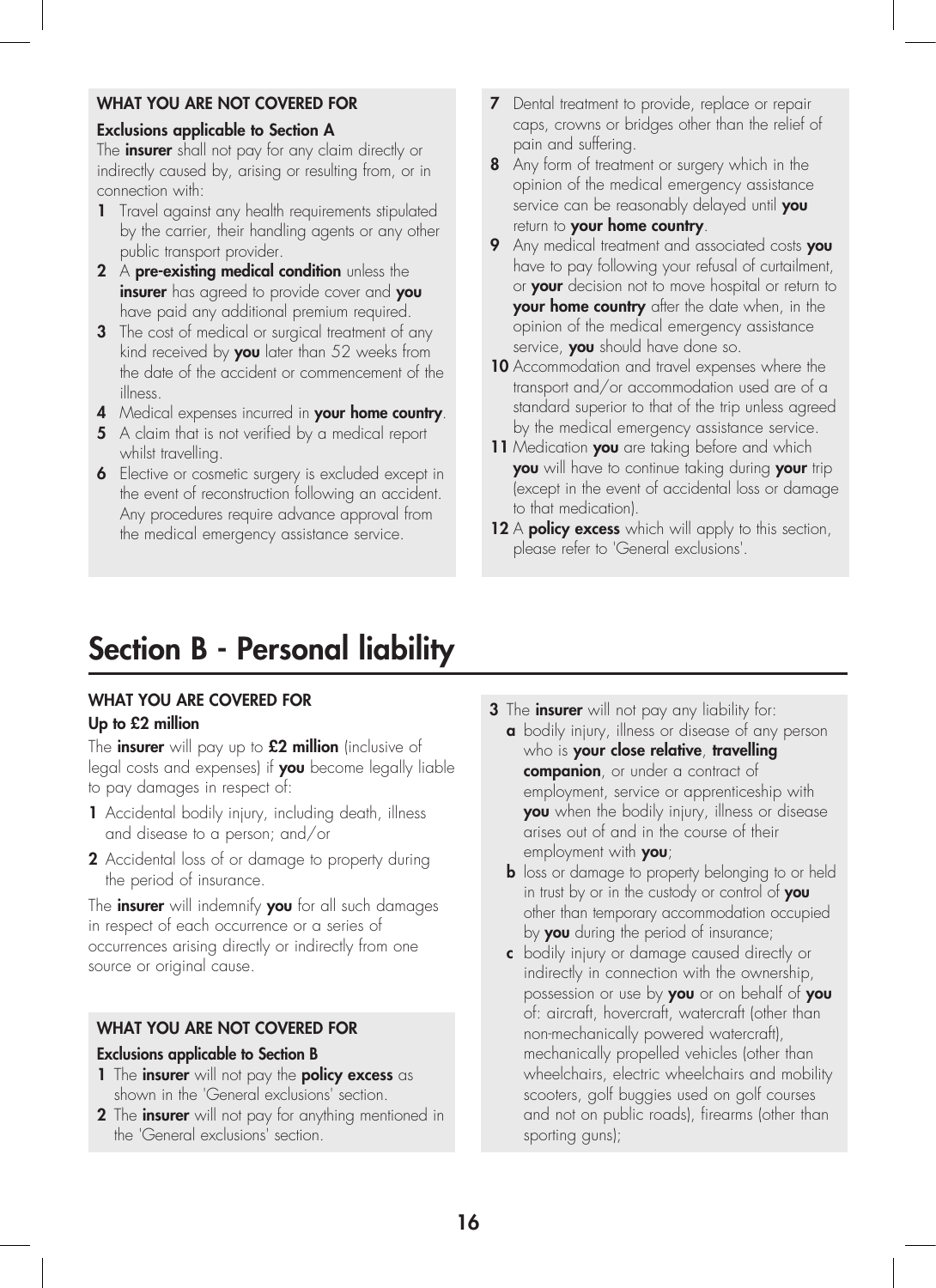### WHAT YOU ARE NOT COVERED FOR

**Exclusions applicable to Section A**

The **insurer** shall not pay for any claim directly or indirectly caused by, arising or resulting from, or in connection with:

1. Travel against any health requirements stipulated by the carrier, their handling agents or any other public transport provider.
2. A **pre-existing medical condition** unless the **insurer** has agreed to provide cover and **you** have paid any additional premium required.
3. The cost of medical or surgical treatment of any kind received by **you** later than 52 weeks from the date of the accident or commencement of the illness.
4. Medical expenses incurred in **your home country**.
5. A claim that is not verified by a medical report whilst travelling.
6. Elective or cosmetic surgery is excluded except in the event of reconstruction following an accident. Any procedures require advance approval from the medical emergency assistance service.
7. Dental treatment to provide, replace or repair caps, crowns or bridges other than the relief of pain and suffering.
8. Any form of treatment or surgery which in the opinion of the medical emergency assistance service can be reasonably delayed until **you** return to **your home country**.
9. Any medical treatment and associated costs **you** have to pay following your refusal of curtailment, or **your** decision not to move hospital or return to **your home country** after the date when, in the opinion of the medical emergency assistance service, **you** should have done so.
10. Accommodation and travel expenses where the transport and/or accommodation used are of a standard superior to that of the trip unless agreed by the medical emergency assistance service.
11. Medication **you** are taking before and which **you** will have to continue taking during **your** trip (except in the event of accidental loss or damage to that medication).
12. A **policy excess** which will apply to this section, please refer to 'General exclusions'.

# Section B - Personal liability

### WHAT YOU ARE COVERED FOR

**Up to £2 million**

The **insurer** will pay up to **£2 million** (inclusive of legal costs and expenses) if **you** become legally liable to pay damages in respect of:

1. Accidental bodily injury, including death, illness and disease to a person; and/or
2. Accidental loss of or damage to property during the period of insurance.

The **insurer** will indemnify **you** for all such damages in respect of each occurrence or a series of occurrences arising directly or indirectly from one source or original cause.

### WHAT YOU ARE NOT COVERED FOR

**Exclusions applicable to Section B**

1. The **insurer** will not pay the **policy excess** as shown in the 'General exclusions' section.
2. The **insurer** will not pay for anything mentioned in the 'General exclusions' section.
3. The **insurer** will not pay any liability for:
   - **a** bodily injury, illness or disease of any person who is **your close relative**, **travelling companion**, or under a contract of employment, service or apprenticeship with **you** when the bodily injury, illness or disease arises out of and in the course of their employment with **you**;
   - **b** loss or damage to property belonging to or held in trust by or in the custody or control of **you** other than temporary accommodation occupied by **you** during the period of insurance;
   - **c** bodily injury or damage caused directly or indirectly in connection with the ownership, possession or use by **you** or on behalf of **you** of: aircraft, hovercraft, watercraft (other than non-mechanically powered watercraft), mechanically propelled vehicles (other than wheelchairs, electric wheelchairs and mobility scooters, golf buggies used on golf courses and not on public roads), firearms (other than sporting guns);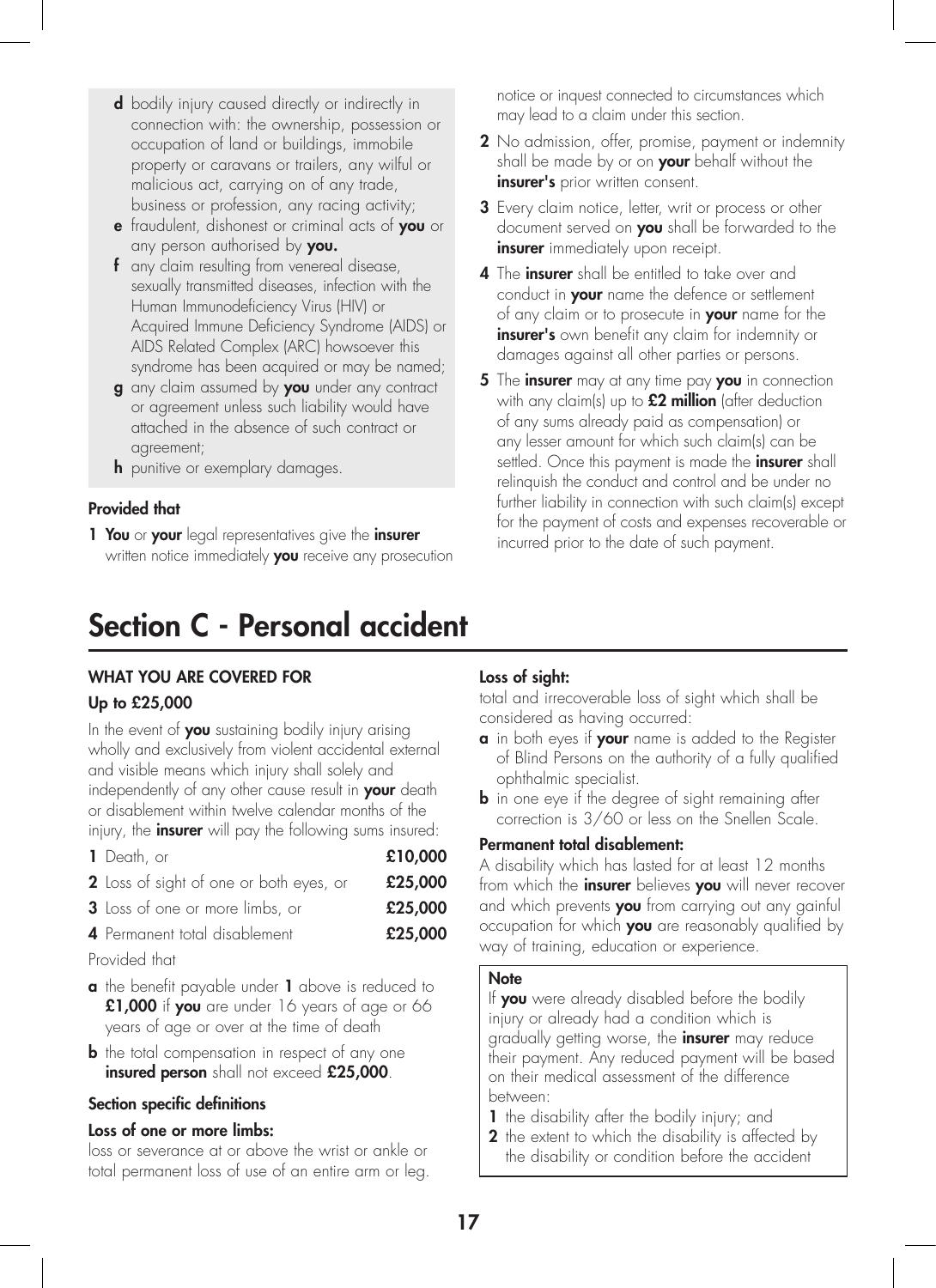- **d** bodily injury caused directly or indirectly in connection with: the ownership, possession or occupation of land or buildings, immobile property or caravans or trailers, any wilful or malicious act, carrying on of any trade, business or profession, any racing activity;
- **e** fraudulent, dishonest or criminal acts of **you** or any person authorised by **you.**
- **f** any claim resulting from venereal disease, sexually transmitted diseases, infection with the Human Immunodeficiency Virus (HIV) or Acquired Immune Deficiency Syndrome (AIDS) or AIDS Related Complex (ARC) howsoever this syndrome has been acquired or may be named;
- **g** any claim assumed by **you** under any contract or agreement unless such liability would have attached in the absence of such contract or agreement;
- **h** punitive or exemplary damages.

**Provided that**

1. **You** or **your** legal representatives give the **insurer** written notice immediately **you** receive any prosecution notice or inquest connected to circumstances which may lead to a claim under this section.
2. No admission, offer, promise, payment or indemnity shall be made by or on **your** behalf without the **insurer's** prior written consent.
3. Every claim notice, letter, writ or process or other document served on **you** shall be forwarded to the **insurer** immediately upon receipt.
4. The **insurer** shall be entitled to take over and conduct in **your** name the defence or settlement of any claim or to prosecute in **your** name for the **insurer's** own benefit any claim for indemnity or damages against all other parties or persons.
5. The **insurer** may at any time pay **you** in connection with any claim(s) up to **£2 million** (after deduction of any sums already paid as compensation) or any lesser amount for which such claim(s) can be settled. Once this payment is made the **insurer** shall relinquish the conduct and control and be under no further liability in connection with such claim(s) except for the payment of costs and expenses recoverable or incurred prior to the date of such payment.

# Section C - Personal accident

### WHAT YOU ARE COVERED FOR

**Up to £25,000**

In the event of **you** sustaining bodily injury arising wholly and exclusively from violent accidental external and visible means which injury shall solely and independently of any other cause result in **your** death or disablement within twelve calendar months of the injury, the **insurer** will pay the following sums insured:

| | |
|---|---|
| **1** Death, or | **£10,000** |
| **2** Loss of sight of one or both eyes, or | **£25,000** |
| **3** Loss of one or more limbs, or | **£25,000** |
| **4** Permanent total disablement | **£25,000** |

Provided that

- **a** the benefit payable under **1** above is reduced to **£1,000** if **you** are under 16 years of age or 66 years of age or over at the time of death
- **b** the total compensation in respect of any one **insured person** shall not exceed **£25,000**.

**Section specific definitions**

**Loss of one or more limbs:**
loss or severance at or above the wrist or ankle or total permanent loss of use of an entire arm or leg.

**Loss of sight:**
total and irrecoverable loss of sight which shall be considered as having occurred:

- **a** in both eyes if **your** name is added to the Register of Blind Persons on the authority of a fully qualified ophthalmic specialist.
- **b** in one eye if the degree of sight remaining after correction is 3/60 or less on the Snellen Scale.

**Permanent total disablement:**
A disability which has lasted for at least 12 months from which the **insurer** believes **you** will never recover and which prevents **you** from carrying out any gainful occupation for which **you** are reasonably qualified by way of training, education or experience.

**Note**
If **you** were already disabled before the bodily injury or already had a condition which is gradually getting worse, the **insurer** may reduce their payment. Any reduced payment will be based on their medical assessment of the difference between:

1. the disability after the bodily injury; and
2. the extent to which the disability is affected by the disability or condition before the accident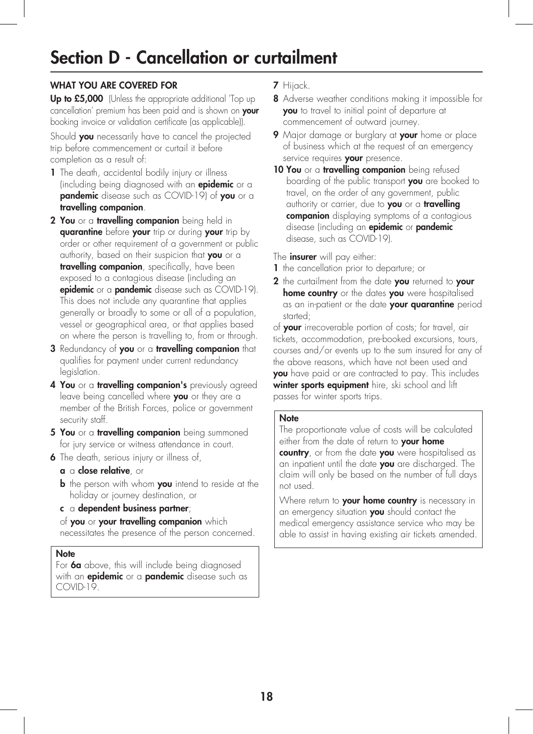# Section D - Cancellation or curtailment

**WHAT YOU ARE COVERED FOR**

**Up to £5,000** (Unless the appropriate additional 'Top up cancellation' premium has been paid and is shown on **your** booking invoice or validation certificate (as applicable)).

Should **you** necessarily have to cancel the projected trip before commencement or curtail it before completion as a result of:

1. The death, accidental bodily injury or illness (including being diagnosed with an **epidemic** or a **pandemic** disease such as COVID-19) of **you** or a **travelling companion**.
2. **You** or a **travelling companion** being held in **quarantine** before **your** trip or during **your** trip by order or other requirement of a government or public authority, based on their suspicion that **you** or a **travelling companion**, specifically, have been exposed to a contagious disease (including an **epidemic** or a **pandemic** disease such as COVID-19). This does not include any quarantine that applies generally or broadly to some or all of a population, vessel or geographical area, or that applies based on where the person is travelling to, from or through.
3. Redundancy of **you** or a **travelling companion** that qualifies for payment under current redundancy legislation.
4. **You** or a **travelling companion's** previously agreed leave being cancelled where **you** or they are a member of the British Forces, police or government security staff.
5. **You** or a **travelling companion** being summoned for jury service or witness attendance in court.
6. The death, serious injury or illness of,
   - **a** a **close relative**, or
   - **b** the person with whom **you** intend to reside at the holiday or journey destination, or
   - **c** a **dependent business partner**;

   of **you** or **your travelling companion** which necessitates the presence of the person concerned.

> **Note**
>
> For **6a** above, this will include being diagnosed with an **epidemic** or a **pandemic** disease such as COVID-19.

7. Hijack.
8. Adverse weather conditions making it impossible for **you** to travel to initial point of departure at commencement of outward journey.
9. Major damage or burglary at **your** home or place of business which at the request of an emergency service requires **your** presence.
10. **You** or a **travelling companion** being refused boarding of the public transport **you** are booked to travel, on the order of any government, public authority or carrier, due to **you** or a **travelling companion** displaying symptoms of a contagious disease (including an **epidemic** or **pandemic** disease, such as COVID-19).

The **insurer** will pay either:

1. the cancellation prior to departure; or
2. the curtailment from the date **you** returned to **your home country** or the dates **you** were hospitalised as an in-patient or the date **your quarantine** period started;

of **your** irrecoverable portion of costs; for travel, air tickets, accommodation, pre-booked excursions, tours, courses and/or events up to the sum insured for any of the above reasons, which have not been used and **you** have paid or are contracted to pay. This includes **winter sports equipment** hire, ski school and lift passes for winter sports trips.

> **Note**
>
> The proportionate value of costs will be calculated either from the date of return to **your home country**, or from the date **you** were hospitalised as an inpatient until the date **you** are discharged. The claim will only be based on the number of full days not used.
>
> Where return to **your home country** is necessary in an emergency situation **you** should contact the medical emergency assistance service who may be able to assist in having existing air tickets amended.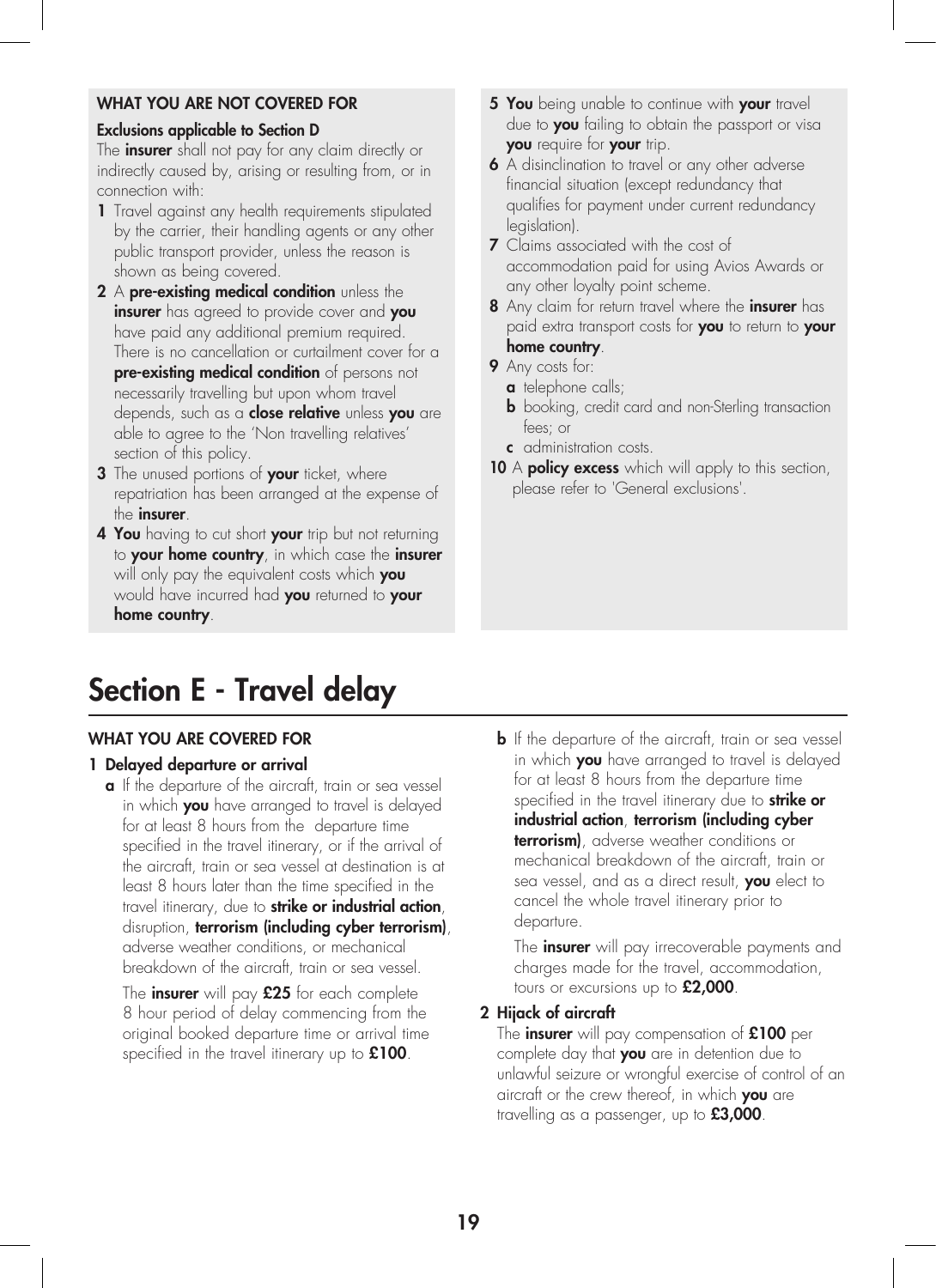### WHAT YOU ARE NOT COVERED FOR

**Exclusions applicable to Section D**

The **insurer** shall not pay for any claim directly or indirectly caused by, arising or resulting from, or in connection with:

1. Travel against any health requirements stipulated by the carrier, their handling agents or any other public transport provider, unless the reason is shown as being covered.
2. A **pre-existing medical condition** unless the **insurer** has agreed to provide cover and **you** have paid any additional premium required. There is no cancellation or curtailment cover for a **pre-existing medical condition** of persons not necessarily travelling but upon whom travel depends, such as a **close relative** unless **you** are able to agree to the 'Non travelling relatives' section of this policy.
3. The unused portions of **your** ticket, where repatriation has been arranged at the expense of the **insurer**.
4. **You** having to cut short **your** trip but not returning to **your home country**, in which case the **insurer** will only pay the equivalent costs which **you** would have incurred had **you** returned to **your home country**.
5. **You** being unable to continue with **your** travel due to **you** failing to obtain the passport or visa **you** require for **your** trip.
6. A disinclination to travel or any other adverse financial situation (except redundancy that qualifies for payment under current redundancy legislation).
7. Claims associated with the cost of accommodation paid for using Avios Awards or any other loyalty point scheme.
8. Any claim for return travel where the **insurer** has paid extra transport costs for **you** to return to **your home country**.
9. Any costs for:
   - **a** telephone calls;
   - **b** booking, credit card and non-Sterling transaction fees; or
   - **c** administration costs.
10. A **policy excess** which will apply to this section, please refer to 'General exclusions'.

# Section E - Travel delay

### WHAT YOU ARE COVERED FOR

**1 Delayed departure or arrival**

**a** If the departure of the aircraft, train or sea vessel in which **you** have arranged to travel is delayed for at least 8 hours from the departure time specified in the travel itinerary, or if the arrival of the aircraft, train or sea vessel at destination is at least 8 hours later than the time specified in the travel itinerary, due to **strike or industrial action**, disruption, **terrorism (including cyber terrorism)**, adverse weather conditions, or mechanical breakdown of the aircraft, train or sea vessel.

The **insurer** will pay **£25** for each complete 8 hour period of delay commencing from the original booked departure time or arrival time specified in the travel itinerary up to **£100**.

**b** If the departure of the aircraft, train or sea vessel in which **you** have arranged to travel is delayed for at least 8 hours from the departure time specified in the travel itinerary due to **strike or industrial action**, **terrorism (including cyber terrorism)**, adverse weather conditions or mechanical breakdown of the aircraft, train or sea vessel, and as a direct result, **you** elect to cancel the whole travel itinerary prior to departure.

The **insurer** will pay irrecoverable payments and charges made for the travel, accommodation, tours or excursions up to **£2,000**.

**2 Hijack of aircraft**

The **insurer** will pay compensation of **£100** per complete day that **you** are in detention due to unlawful seizure or wrongful exercise of control of an aircraft or the crew thereof, in which **you** are travelling as a passenger, up to **£3,000**.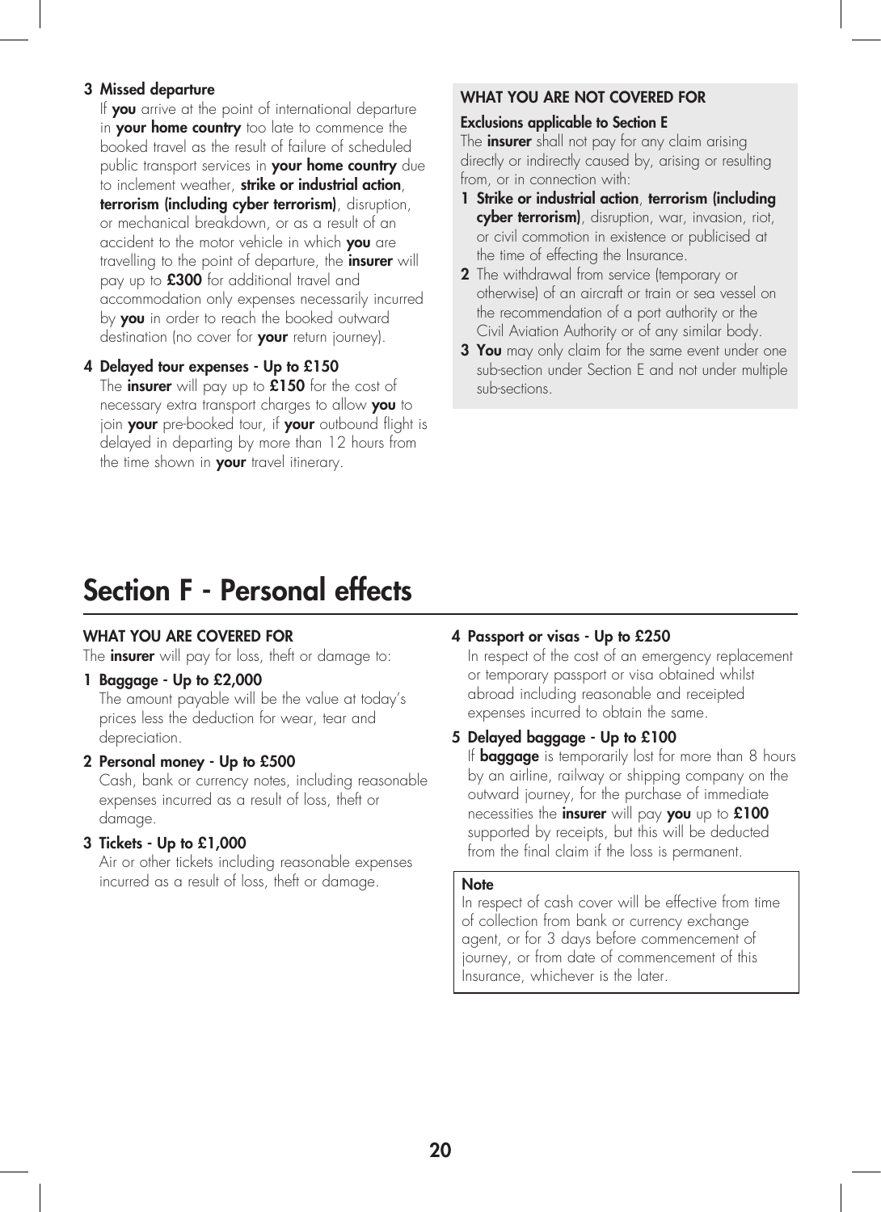**3 Missed departure**

If **you** arrive at the point of international departure in **your home country** too late to commence the booked travel as the result of failure of scheduled public transport services in **your home country** due to inclement weather, **strike or industrial action**, **terrorism (including cyber terrorism)**, disruption, or mechanical breakdown, or as a result of an accident to the motor vehicle in which **you** are travelling to the point of departure, the **insurer** will pay up to **£300** for additional travel and accommodation only expenses necessarily incurred by **you** in order to reach the booked outward destination (no cover for **your** return journey).

**4 Delayed tour expenses - Up to £150**

The **insurer** will pay up to **£150** for the cost of necessary extra transport charges to allow **you** to join **your** pre-booked tour, if **your** outbound flight is delayed in departing by more than 12 hours from the time shown in **your** travel itinerary.

### WHAT YOU ARE NOT COVERED FOR

**Exclusions applicable to Section E**

The **insurer** shall not pay for any claim arising directly or indirectly caused by, arising or resulting from, or in connection with:

1. **Strike or industrial action**, **terrorism (including cyber terrorism)**, disruption, war, invasion, riot, or civil commotion in existence or publicised at the time of effecting the Insurance.
2. The withdrawal from service (temporary or otherwise) of an aircraft or train or sea vessel on the recommendation of a port authority or the Civil Aviation Authority or of any similar body.
3. **You** may only claim for the same event under one sub-section under Section E and not under multiple sub-sections.

# Section F - Personal effects

### WHAT YOU ARE COVERED FOR

The **insurer** will pay for loss, theft or damage to:

**1 Baggage - Up to £2,000**

The amount payable will be the value at today's prices less the deduction for wear, tear and depreciation.

**2 Personal money - Up to £500**

Cash, bank or currency notes, including reasonable expenses incurred as a result of loss, theft or damage.

**3 Tickets - Up to £1,000**

Air or other tickets including reasonable expenses incurred as a result of loss, theft or damage.

**4 Passport or visas - Up to £250**

In respect of the cost of an emergency replacement or temporary passport or visa obtained whilst abroad including reasonable and receipted expenses incurred to obtain the same.

**5 Delayed baggage - Up to £100**

If **baggage** is temporarily lost for more than 8 hours by an airline, railway or shipping company on the outward journey, for the purchase of immediate necessities the **insurer** will pay **you** up to **£100** supported by receipts, but this will be deducted from the final claim if the loss is permanent.

**Note**

In respect of cash cover will be effective from time of collection from bank or currency exchange agent, or for 3 days before commencement of journey, or from date of commencement of this Insurance, whichever is the later.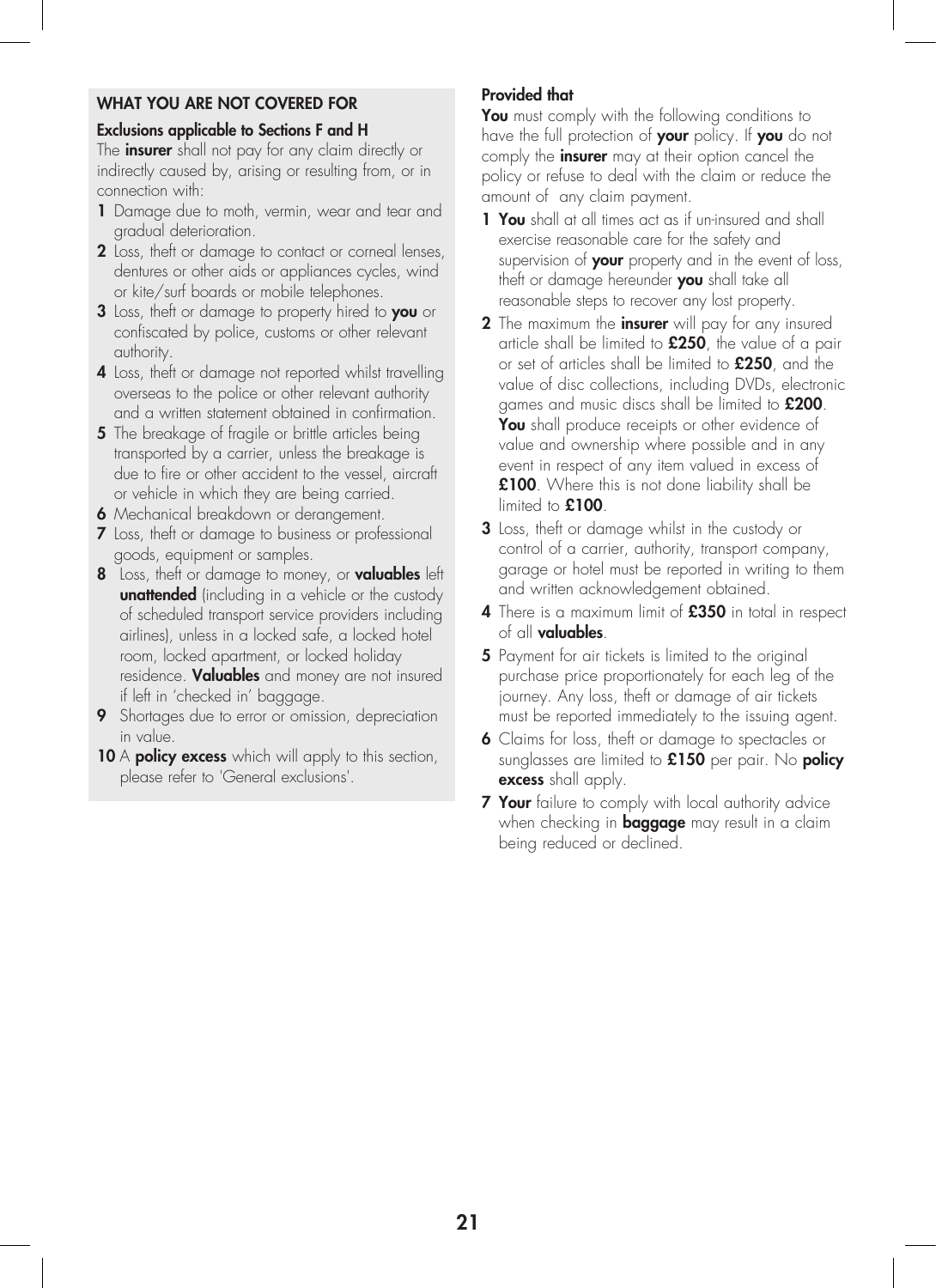## WHAT YOU ARE NOT COVERED FOR

### Exclusions applicable to Sections F and H

The **insurer** shall not pay for any claim directly or indirectly caused by, arising or resulting from, or in connection with:

1. Damage due to moth, vermin, wear and tear and gradual deterioration.
2. Loss, theft or damage to contact or corneal lenses, dentures or other aids or appliances cycles, wind or kite/surf boards or mobile telephones.
3. Loss, theft or damage to property hired to **you** or confiscated by police, customs or other relevant authority.
4. Loss, theft or damage not reported whilst travelling overseas to the police or other relevant authority and a written statement obtained in confirmation.
5. The breakage of fragile or brittle articles being transported by a carrier, unless the breakage is due to fire or other accident to the vessel, aircraft or vehicle in which they are being carried.
6. Mechanical breakdown or derangement.
7. Loss, theft or damage to business or professional goods, equipment or samples.
8. Loss, theft or damage to money, or **valuables** left **unattended** (including in a vehicle or the custody of scheduled transport service providers including airlines), unless in a locked safe, a locked hotel room, locked apartment, or locked holiday residence. **Valuables** and money are not insured if left in 'checked in' baggage.
9. Shortages due to error or omission, depreciation in value.
10. A **policy excess** which will apply to this section, please refer to 'General exclusions'.

### Provided that

**You** must comply with the following conditions to have the full protection of **your** policy. If **you** do not comply the **insurer** may at their option cancel the policy or refuse to deal with the claim or reduce the amount of any claim payment.

1. **You** shall at all times act as if un-insured and shall exercise reasonable care for the safety and supervision of **your** property and in the event of loss, theft or damage hereunder **you** shall take all reasonable steps to recover any lost property.
2. The maximum the **insurer** will pay for any insured article shall be limited to **£250**, the value of a pair or set of articles shall be limited to **£250**, and the value of disc collections, including DVDs, electronic games and music discs shall be limited to **£200**. **You** shall produce receipts or other evidence of value and ownership where possible and in any event in respect of any item valued in excess of **£100**. Where this is not done liability shall be limited to **£100**.
3. Loss, theft or damage whilst in the custody or control of a carrier, authority, transport company, garage or hotel must be reported in writing to them and written acknowledgement obtained.
4. There is a maximum limit of **£350** in total in respect of all **valuables**.
5. Payment for air tickets is limited to the original purchase price proportionately for each leg of the journey. Any loss, theft or damage of air tickets must be reported immediately to the issuing agent.
6. Claims for loss, theft or damage to spectacles or sunglasses are limited to **£150** per pair. No **policy excess** shall apply.
7. **Your** failure to comply with local authority advice when checking in **baggage** may result in a claim being reduced or declined.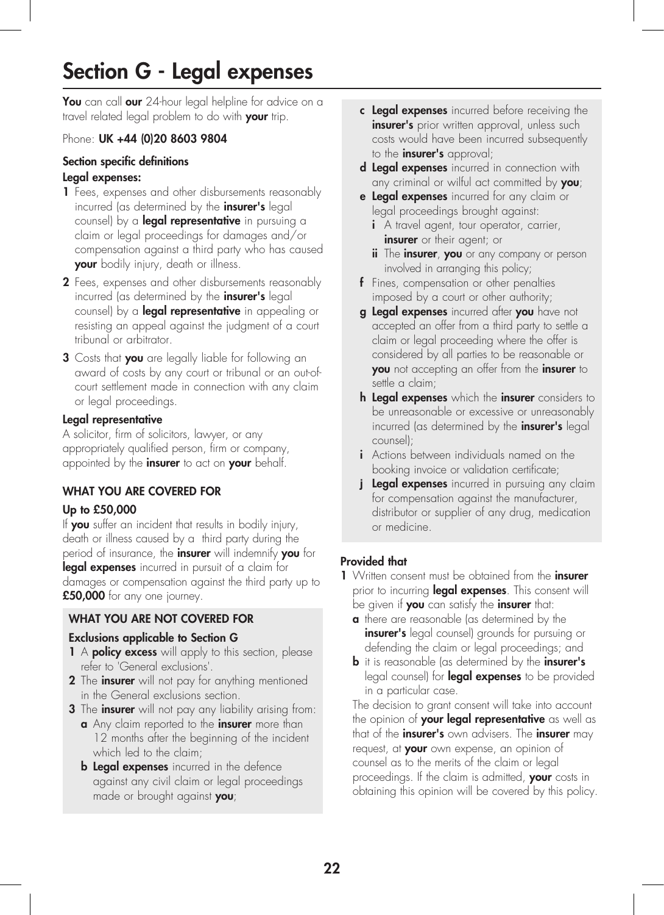# Section G - Legal expenses

**You** can call **our** 24-hour legal helpline for advice on a travel related legal problem to do with **your** trip.

Phone: **UK +44 (0)20 8603 9804**

### Section specific definitions

**Legal expenses:**

1. Fees, expenses and other disbursements reasonably incurred (as determined by the **insurer's** legal counsel) by a **legal representative** in pursuing a claim or legal proceedings for damages and/or compensation against a third party who has caused **your** bodily injury, death or illness.
2. Fees, expenses and other disbursements reasonably incurred (as determined by the **insurer's** legal counsel) by a **legal representative** in appealing or resisting an appeal against the judgment of a court tribunal or arbitrator.
3. Costs that **you** are legally liable for following an award of costs by any court or tribunal or an out-of-court settlement made in connection with any claim or legal proceedings.

**Legal representative**

A solicitor, firm of solicitors, lawyer, or any appropriately qualified person, firm or company, appointed by the **insurer** to act on **your** behalf.

### WHAT YOU ARE COVERED FOR

**Up to £50,000**

If **you** suffer an incident that results in bodily injury, death or illness caused by a third party during the period of insurance, the **insurer** will indemnify **you** for **legal expenses** incurred in pursuit of a claim for damages or compensation against the third party up to **£50,000** for any one journey.

### WHAT YOU ARE NOT COVERED FOR

**Exclusions applicable to Section G**

1. A **policy excess** will apply to this section, please refer to 'General exclusions'.
2. The **insurer** will not pay for anything mentioned in the General exclusions section.
3. The **insurer** will not pay any liability arising from:
   - **a** Any claim reported to the **insurer** more than 12 months after the beginning of the incident which led to the claim;
   - **b** **Legal expenses** incurred in the defence against any civil claim or legal proceedings made or brought against **you**;
   - **c** **Legal expenses** incurred before receiving the **insurer's** prior written approval, unless such costs would have been incurred subsequently to the **insurer's** approval;
   - **d** **Legal expenses** incurred in connection with any criminal or wilful act committed by **you**;
   - **e** **Legal expenses** incurred for any claim or legal proceedings brought against:
     - **i** A travel agent, tour operator, carrier, **insurer** or their agent; or
     - **ii** The **insurer**, **you** or any company or person involved in arranging this policy;
   - **f** Fines, compensation or other penalties imposed by a court or other authority;
   - **g** **Legal expenses** incurred after **you** have not accepted an offer from a third party to settle a claim or legal proceeding where the offer is considered by all parties to be reasonable or **you** not accepting an offer from the **insurer** to settle a claim;
   - **h** **Legal expenses** which the **insurer** considers to be unreasonable or excessive or unreasonably incurred (as determined by the **insurer's** legal counsel);
   - **i** Actions between individuals named on the booking invoice or validation certificate;
   - **j** **Legal expenses** incurred in pursuing any claim for compensation against the manufacturer, distributor or supplier of any drug, medication or medicine.

### Provided that

1. Written consent must be obtained from the **insurer** prior to incurring **legal expenses**. This consent will be given if **you** can satisfy the **insurer** that:
   - **a** there are reasonable (as determined by the **insurer's** legal counsel) grounds for pursuing or defending the claim or legal proceedings; and
   - **b** it is reasonable (as determined by the **insurer's** legal counsel) for **legal expenses** to be provided in a particular case.

   The decision to grant consent will take into account the opinion of **your legal representative** as well as that of the **insurer's** own advisers. The **insurer** may request, at **your** own expense, an opinion of counsel as to the merits of the claim or legal proceedings. If the claim is admitted, **your** costs in obtaining this opinion will be covered by this policy.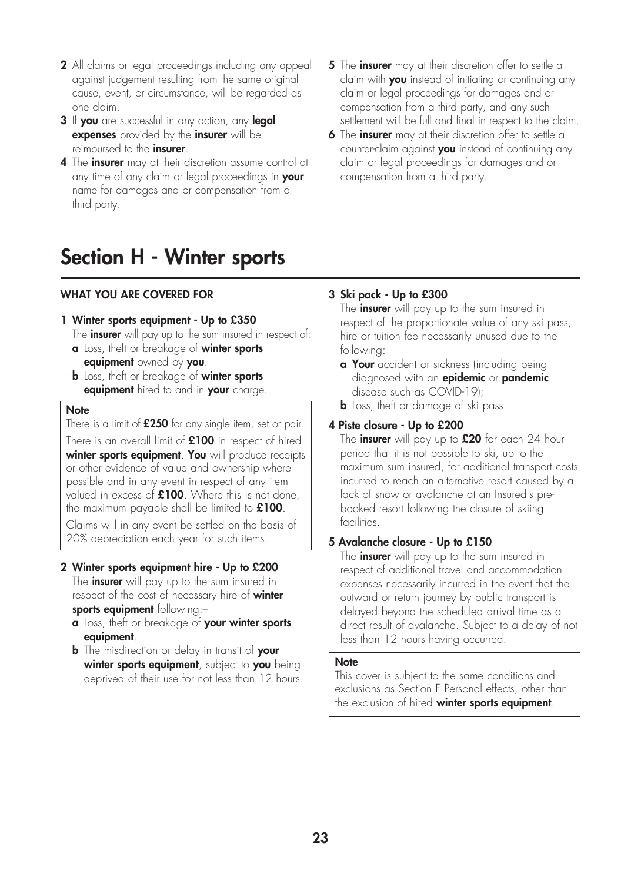2 All claims or legal proceedings including any appeal against judgement resulting from the same original cause, event, or circumstance, will be regarded as one claim.
3 If **you** are successful in any action, any **legal expenses** provided by the **insurer** will be reimbursed to the **insurer**.
4 The **insurer** may at their discretion assume control at any time of any claim or legal proceedings in **your** name for damages and or compensation from a third party.
5 The **insurer** may at their discretion offer to settle a claim with **you** instead of initiating or continuing any claim or legal proceedings for damages and or compensation from a third party, and any such settlement will be full and final in respect to the claim.
6 The **insurer** may at their discretion offer to settle a counter-claim against **you** instead of continuing any claim or legal proceedings for damages and or compensation from a third party.

# Section H - Winter sports

### WHAT YOU ARE COVERED FOR

**1 Winter sports equipment - Up to £350**

The **insurer** will pay up to the sum insured in respect of:

- **a** Loss, theft or breakage of **winter sports equipment** owned by **you**.
- **b** Loss, theft or breakage of **winter sports equipment** hired to and in **your** charge.

> **Note**
>
> There is a limit of **£250** for any single item, set or pair.
>
> There is an overall limit of **£100** in respect of hired **winter sports equipment**. **You** will produce receipts or other evidence of value and ownership where possible and in any event in respect of any item valued in excess of **£100**. Where this is not done, the maximum payable shall be limited to **£100**.
>
> Claims will in any event be settled on the basis of 20% depreciation each year for such items.

**2 Winter sports equipment hire - Up to £200**

The **insurer** will pay up to the sum insured in respect of the cost of necessary hire of **winter sports equipment** following:–

- **a** Loss, theft or breakage of **your winter sports equipment**.
- **b** The misdirection or delay in transit of **your winter sports equipment**, subject to **you** being deprived of their use for not less than 12 hours.

**3 Ski pack - Up to £300**

The **insurer** will pay up to the sum insured in respect of the proportionate value of any ski pass, hire or tuition fee necessarily unused due to the following:

- **a Your** accident or sickness (including being diagnosed with an **epidemic** or **pandemic** disease such as COVID-19);
- **b** Loss, theft or damage of ski pass.

**4 Piste closure - Up to £200**

The **insurer** will pay up to **£20** for each 24 hour period that it is not possible to ski, up to the maximum sum insured, for additional transport costs incurred to reach an alternative resort caused by a lack of snow or avalanche at an Insured's pre-booked resort following the closure of skiing facilities.

**5 Avalanche closure - Up to £150**

The **insurer** will pay up to the sum insured in respect of additional travel and accommodation expenses necessarily incurred in the event that the outward or return journey by public transport is delayed beyond the scheduled arrival time as a direct result of avalanche. Subject to a delay of not less than 12 hours having occurred.

> **Note**
>
> This cover is subject to the same conditions and exclusions as Section F Personal effects, other than the exclusion of hired **winter sports equipment**.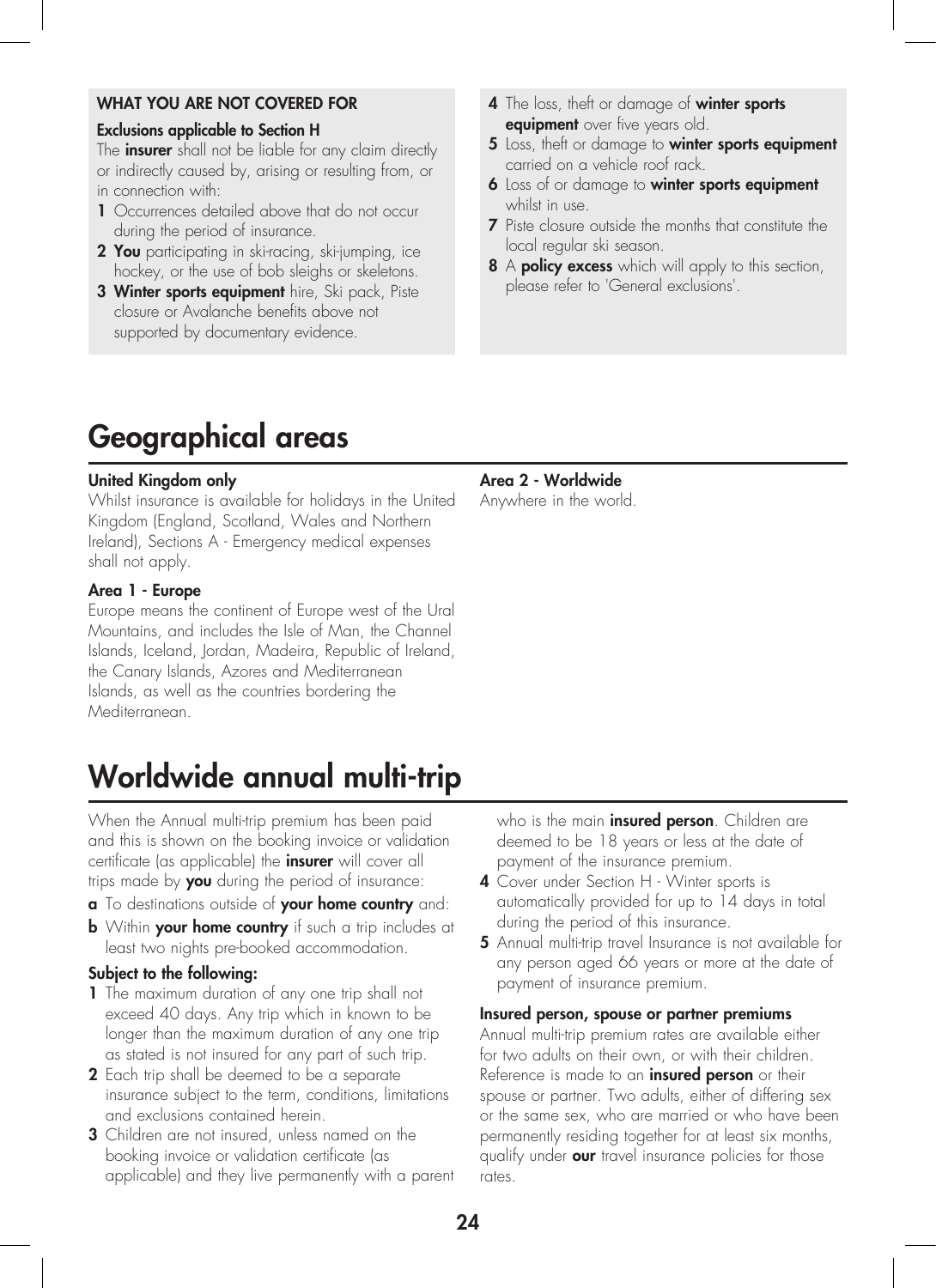### WHAT YOU ARE NOT COVERED FOR

**Exclusions applicable to Section H**

The **insurer** shall not be liable for any claim directly or indirectly caused by, arising or resulting from, or in connection with:

1. Occurrences detailed above that do not occur during the period of insurance.
2. **You** participating in ski-racing, ski-jumping, ice hockey, or the use of bob sleighs or skeletons.
3. **Winter sports equipment** hire, Ski pack, Piste closure or Avalanche benefits above not supported by documentary evidence.
4. The loss, theft or damage of **winter sports equipment** over five years old.
5. Loss, theft or damage to **winter sports equipment** carried on a vehicle roof rack.
6. Loss of or damage to **winter sports equipment** whilst in use.
7. Piste closure outside the months that constitute the local regular ski season.
8. A **policy excess** which will apply to this section, please refer to 'General exclusions'.

# Geographical areas

**United Kingdom only**

Whilst insurance is available for holidays in the United Kingdom (England, Scotland, Wales and Northern Ireland), Sections A - Emergency medical expenses shall not apply.

**Area 1 - Europe**

Europe means the continent of Europe west of the Ural Mountains, and includes the Isle of Man, the Channel Islands, Iceland, Jordan, Madeira, Republic of Ireland, the Canary Islands, Azores and Mediterranean Islands, as well as the countries bordering the Mediterranean.

**Area 2 - Worldwide**

Anywhere in the world.

# Worldwide annual multi-trip

When the Annual multi-trip premium has been paid and this is shown on the booking invoice or validation certificate (as applicable) the **insurer** will cover all trips made by **you** during the period of insurance:

- **a** To destinations outside of **your home country** and:
- **b** Within **your home country** if such a trip includes at least two nights pre-booked accommodation.

**Subject to the following:**

1. The maximum duration of any one trip shall not exceed 40 days. Any trip which in known to be longer than the maximum duration of any one trip as stated is not insured for any part of such trip.
2. Each trip shall be deemed to be a separate insurance subject to the term, conditions, limitations and exclusions contained herein.
3. Children are not insured, unless named on the booking invoice or validation certificate (as applicable) and they live permanently with a parent who is the main **insured person**. Children are deemed to be 18 years or less at the date of payment of the insurance premium.
4. Cover under Section H - Winter sports is automatically provided for up to 14 days in total during the period of this insurance.
5. Annual multi-trip travel Insurance is not available for any person aged 66 years or more at the date of payment of insurance premium.

**Insured person, spouse or partner premiums**

Annual multi-trip premium rates are available either for two adults on their own, or with their children. Reference is made to an **insured person** or their spouse or partner. Two adults, either of differing sex or the same sex, who are married or who have been permanently residing together for at least six months, qualify under **our** travel insurance policies for those rates.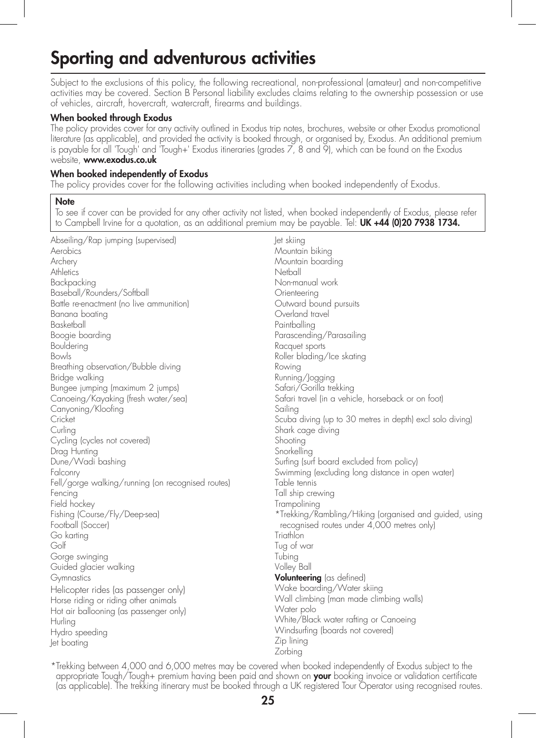# Sporting and adventurous activities

Subject to the exclusions of this policy, the following recreational, non-professional (amateur) and non-competitive activities may be covered. Section B Personal liability excludes claims relating to the ownership possession or use of vehicles, aircraft, hovercraft, watercraft, firearms and buildings.

**When booked through Exodus**

The policy provides cover for any activity outlined in Exodus trip notes, brochures, website or other Exodus promotional literature (as applicable), and provided the activity is booked through, or organised by, Exodus. An additional premium is payable for all 'Tough' and 'Tough+' Exodus itineraries (grades 7, 8 and 9), which can be found on the Exodus website, **www.exodus.co.uk**

**When booked independently of Exodus**

The policy provides cover for the following activities including when booked independently of Exodus.

> **Note**
> To see if cover can be provided for any other activity not listed, when booked independently of Exodus, please refer to Campbell Irvine for a quotation, as an additional premium may be payable. Tel: **UK +44 (0)20 7938 1734.**

Abseiling/Rap jumping (supervised)
Aerobics
Archery
Athletics
Backpacking
Baseball/Rounders/Softball
Battle re-enactment (no live ammunition)
Banana boating
Basketball
Boogie boarding
Bouldering
Bowls
Breathing observation/Bubble diving
Bridge walking
Bungee jumping (maximum 2 jumps)
Canoeing/Kayaking (fresh water/sea)
Canyoning/Kloofing
Cricket
Curling
Cycling (cycles not covered)
Drag Hunting
Dune/Wadi bashing
Falconry
Fell/gorge walking/running (on recognised routes)
Fencing
Field hockey
Fishing (Course/Fly/Deep-sea)
Football (Soccer)
Go karting
Golf
Gorge swinging
Guided glacier walking
Gymnastics
Helicopter rides (as passenger only)
Horse riding or riding other animals
Hot air ballooning (as passenger only)
Hurling
Hydro speeding
Jet boating
Jet skiing
Mountain biking
Mountain boarding
Netball
Non-manual work
Orienteering
Outward bound pursuits
Overland travel
Paintballing
Parascending/Parasailing
Racquet sports
Roller blading/Ice skating
Rowing
Running/Jogging
Safari/Gorilla trekking
Safari travel (in a vehicle, horseback or on foot)
Sailing
Scuba diving (up to 30 metres in depth) excl solo diving)
Shark cage diving
Shooting
Snorkelling
Surfing (surf board excluded from policy)
Swimming (excluding long distance in open water)
Table tennis
Tall ship crewing
Trampolining
*Trekking/Rambling/Hiking (organised and guided, using recognised routes under 4,000 metres only)
Triathlon
Tug of war
Tubing
Volley Ball
**Volunteering** (as defined)
Wake boarding/Water skiing
Wall climbing (man made climbing walls)
Water polo
White/Black water rafting or Canoeing
Windsurfing (boards not covered)
Zip lining
Zorbing

*Trekking between 4,000 and 6,000 metres may be covered when booked independently of Exodus subject to the appropriate Tough/Tough+ premium having been paid and shown on **your** booking invoice or validation certificate (as applicable). The trekking itinerary must be booked through a UK registered Tour Operator using recognised routes.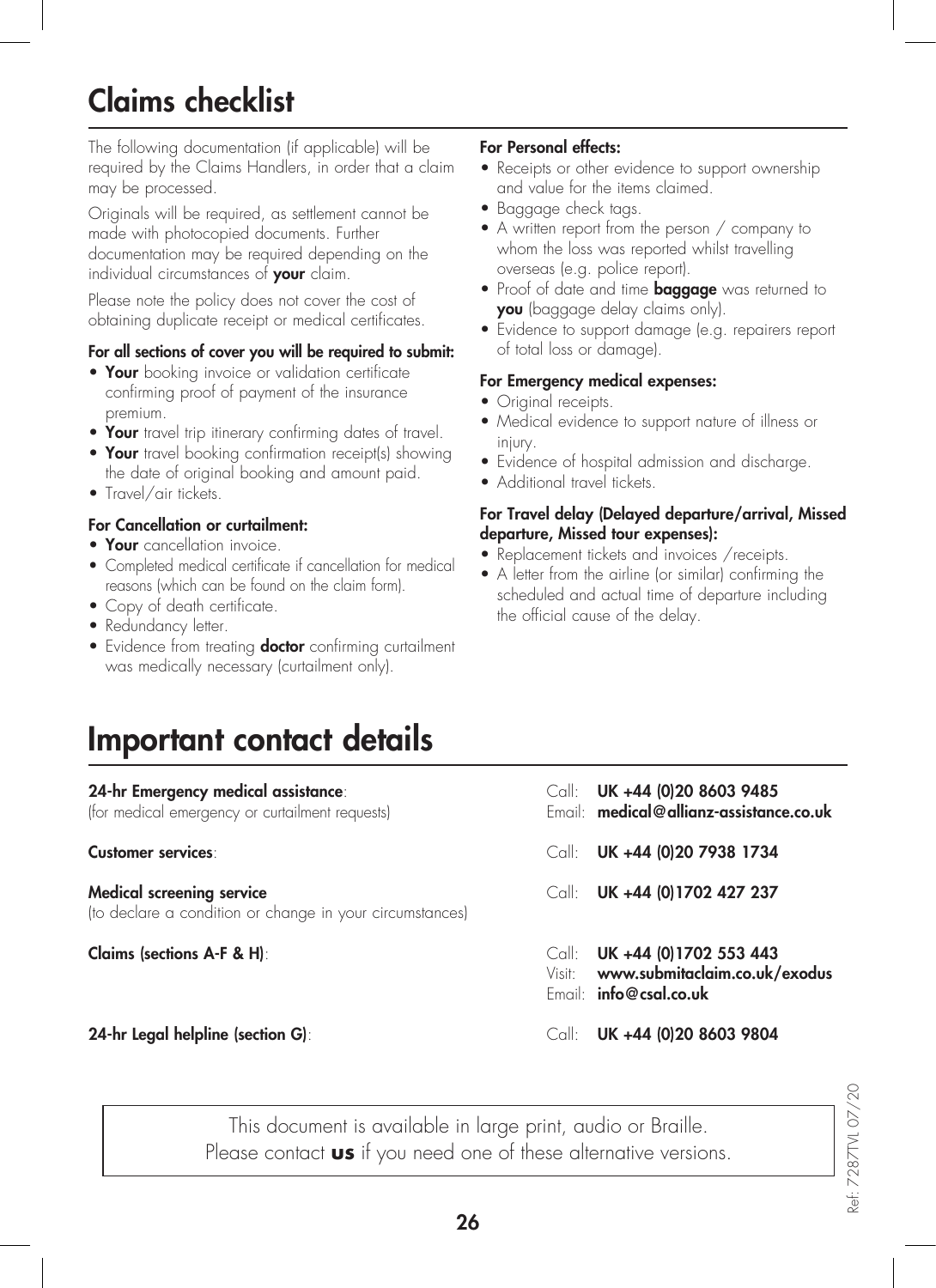# Claims checklist

The following documentation (if applicable) will be required by the Claims Handlers, in order that a claim may be processed.

Originals will be required, as settlement cannot be made with photocopied documents. Further documentation may be required depending on the individual circumstances of **your** claim.

Please note the policy does not cover the cost of obtaining duplicate receipt or medical certificates.

### For all sections of cover you will be required to submit:

- **Your** booking invoice or validation certificate confirming proof of payment of the insurance premium.
- **Your** travel trip itinerary confirming dates of travel.
- **Your** travel booking confirmation receipt(s) showing the date of original booking and amount paid.
- Travel/air tickets.

### For Cancellation or curtailment:

- **Your** cancellation invoice.
- Completed medical certificate if cancellation for medical reasons (which can be found on the claim form).
- Copy of death certificate.
- Redundancy letter.
- Evidence from treating **doctor** confirming curtailment was medically necessary (curtailment only).

### For Personal effects:

- Receipts or other evidence to support ownership and value for the items claimed.
- Baggage check tags.
- A written report from the person / company to whom the loss was reported whilst travelling overseas (e.g. police report).
- Proof of date and time **baggage** was returned to **you** (baggage delay claims only).
- Evidence to support damage (e.g. repairers report of total loss or damage).

### For Emergency medical expenses:

- Original receipts.
- Medical evidence to support nature of illness or injury.
- Evidence of hospital admission and discharge.
- Additional travel tickets.

### For Travel delay (Delayed departure/arrival, Missed departure, Missed tour expenses):

- Replacement tickets and invoices /receipts.
- A letter from the airline (or similar) confirming the scheduled and actual time of departure including the official cause of the delay.

# Important contact details

| | |
|---|---|
| **24-hr Emergency medical assistance**:<br>(for medical emergency or curtailment requests) | Call: **UK +44 (0)20 8603 9485**<br>Email: **medical@allianz-assistance.co.uk** |
| **Customer services**: | Call: **UK +44 (0)20 7938 1734** |
| **Medical screening service**<br>(to declare a condition or change in your circumstances) | Call: **UK +44 (0)1702 427 237** |
| **Claims (sections A-F & H)**: | Call: **UK +44 (0)1702 553 443**<br>Visit: **www.submitaclaim.co.uk/exodus**<br>Email: **info@csal.co.uk** |
| **24-hr Legal helpline (section G)**: | Call: **UK +44 (0)20 8603 9804** |

This document is available in large print, audio or Braille.
Please contact **us** if you need one of these alternative versions.

Ref: 7287TVL 07/20